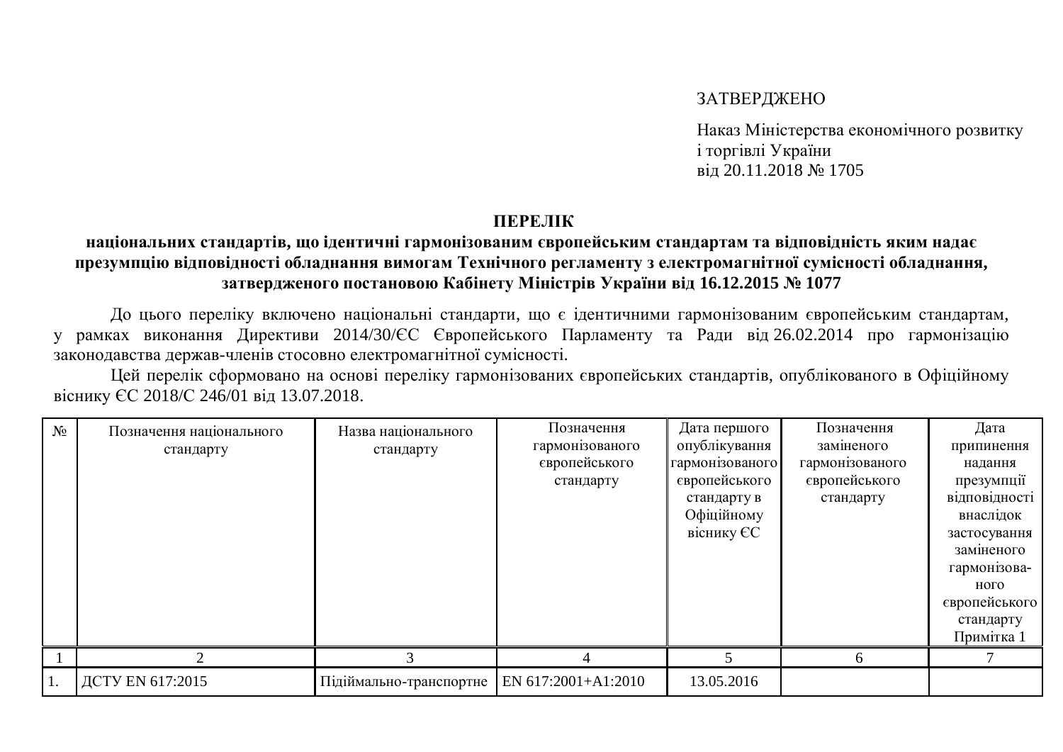ЗАТВЕРДЖЕНО

Наказ Міністерства економічного розвитку і торгівлі України
від 20.11.2018 № 1705

# ПЕРЕЛІК
## національних стандартів, що ідентичні гармонізованим європейським стандартам та відповідність яким надає презумпцію відповідності обладнання вимогам Технічного регламенту з електромагнітної сумісності обладнання, затвердженого постановою Кабінету Міністрів України від 16.12.2015 № 1077

До цього переліку включено національні стандарти, що є ідентичними гармонізованим європейським стандартам, у рамках виконання Директиви 2014/30/ЄС Європейського Парламенту та Ради від 26.02.2014 про гармонізацію законодавства держав-членів стосовно електромагнітної сумісності.

Цей перелік сформовано на основі переліку гармонізованих європейських стандартів, опублікованого в Офіційному віснику ЄС 2018/C 246/01 від 13.07.2018.

| № | Позначення національного стандарту | Назва національного стандарту | Позначення гармонізованого європейського стандарту | Дата першого опублікування гармонізованого європейського стандарту в Офіційному віснику ЄС | Позначення заміненого гармонізованого європейського стандарту | Дата припинення надання презумпції відповідності внаслідок застосування заміненого гармонізованого європейського стандарту Примітка 1 |
|---|---|---|---|---|---|---|
| 1 | 2 | 3 | 4 | 5 | 6 | 7 |
| 1. | ДСТУ EN 617:2015 | Підіймально-транспортне | EN 617:2001+A1:2010 | 13.05.2016 | | |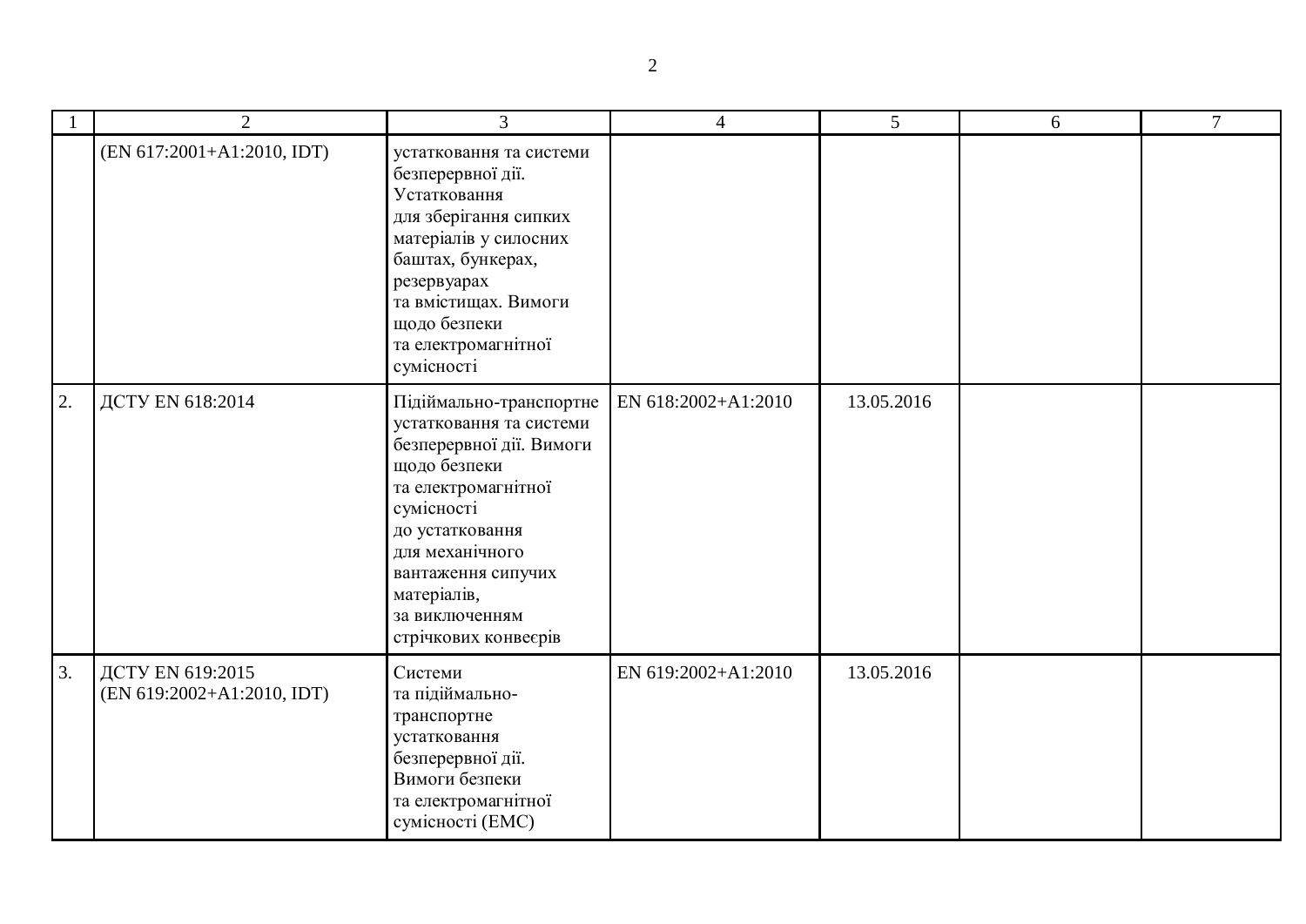| 1 | 2 | 3 | 4 | 5 | 6 | 7 |
|---|---|---|---|---|---|---|
| | (EN 617:2001+A1:2010, IDT) | устатковання та системи безперервної дії. Устатковання для зберігання сипких матеріалів у силосних баштах, бункерах, резервуарах та вмістищах. Вимоги щодо безпеки та електромагнітної сумісності | | | | |
| 2. | ДСТУ EN 618:2014 | Підіймально-транспортне устатковання та системи безперервної дії. Вимоги щодо безпеки та електромагнітної сумісності до устатковання для механічного вантаження сипучих матеріалів, за виключенням стрічкових конвеєрів | EN 618:2002+A1:2010 | 13.05.2016 | | |
| 3. | ДСТУ EN 619:2015 (EN 619:2002+A1:2010, IDT) | Системи та підіймально-транспортне устатковання безперервної дії. Вимоги безпеки та електромагнітної сумісності (EMC) | EN 619:2002+A1:2010 | 13.05.2016 | | |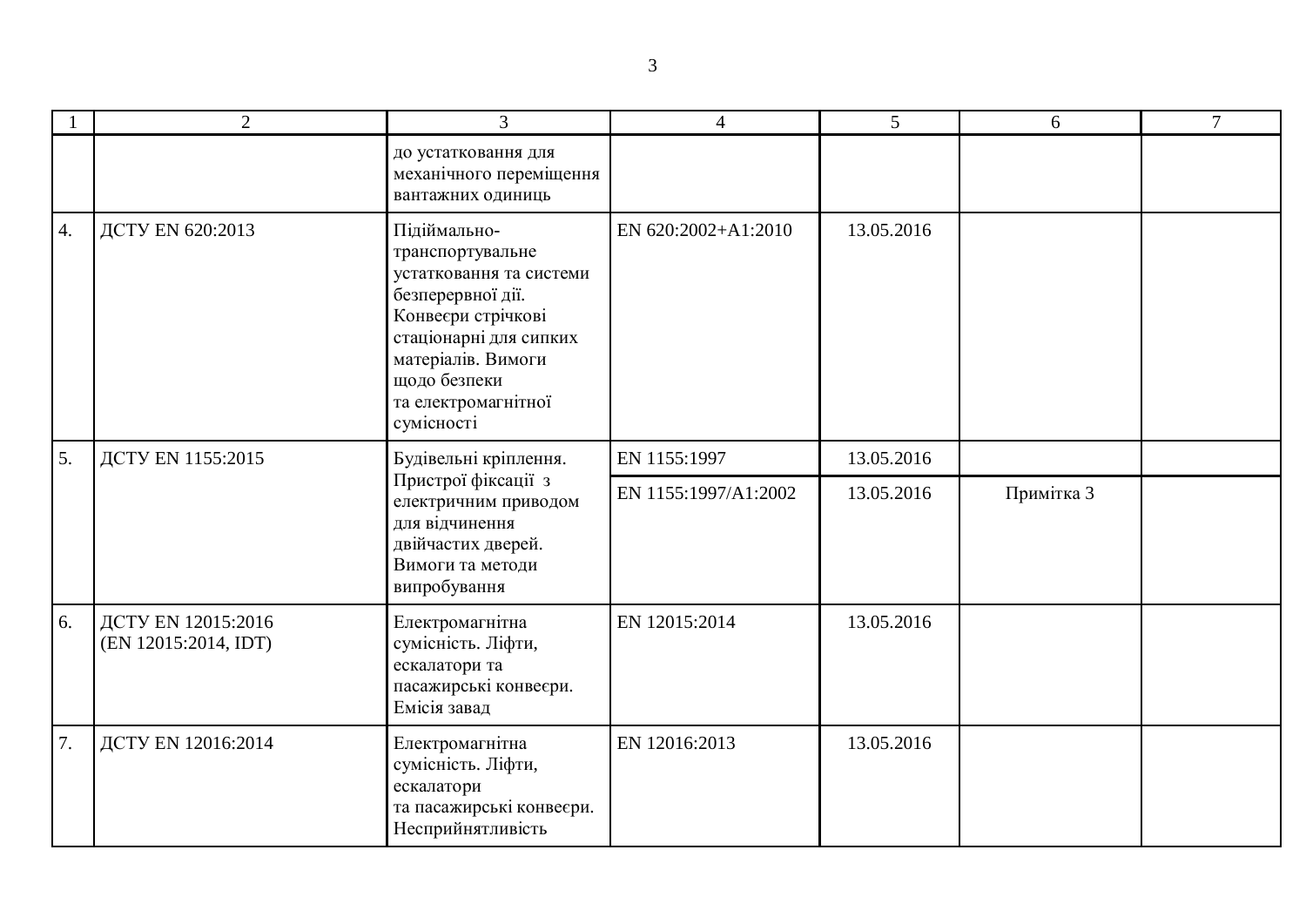| 1 | 2 | 3 | 4 | 5 | 6 | 7 |
|---|---|---|---|---|---|---|
| | | до устаткования для механічного переміщення вантажних одиниць | | | | |
| 4. | ДСТУ EN 620:2013 | Підіймально-транспортувальне устаткування та системи безперервної дії. Конвеєри стрічкові стаціонарні для сипких матеріалів. Вимоги щодо безпеки та електромагнітної сумісності | EN 620:2002+A1:2010 | 13.05.2016 | | |
| 5. | ДСТУ EN 1155:2015 | Будівельні кріплення. Пристрої фіксації з електричним приводом для відчинення двійчастих дверей. Вимоги та методи випробування | EN 1155:1997 | 13.05.2016 | | |
| | | | EN 1155:1997/A1:2002 | 13.05.2016 | Примітка 3 | |
| 6. | ДСТУ EN 12015:2016 (EN 12015:2014, IDT) | Електромагнітна сумісність. Ліфти, ескалатори та пасажирські конвеєри. Емісія завад | EN 12015:2014 | 13.05.2016 | | |
| 7. | ДСТУ EN 12016:2014 | Електромагнітна сумісність. Ліфти, ескалатори та пасажирські конвеєри. Несприйнятливість | EN 12016:2013 | 13.05.2016 | | |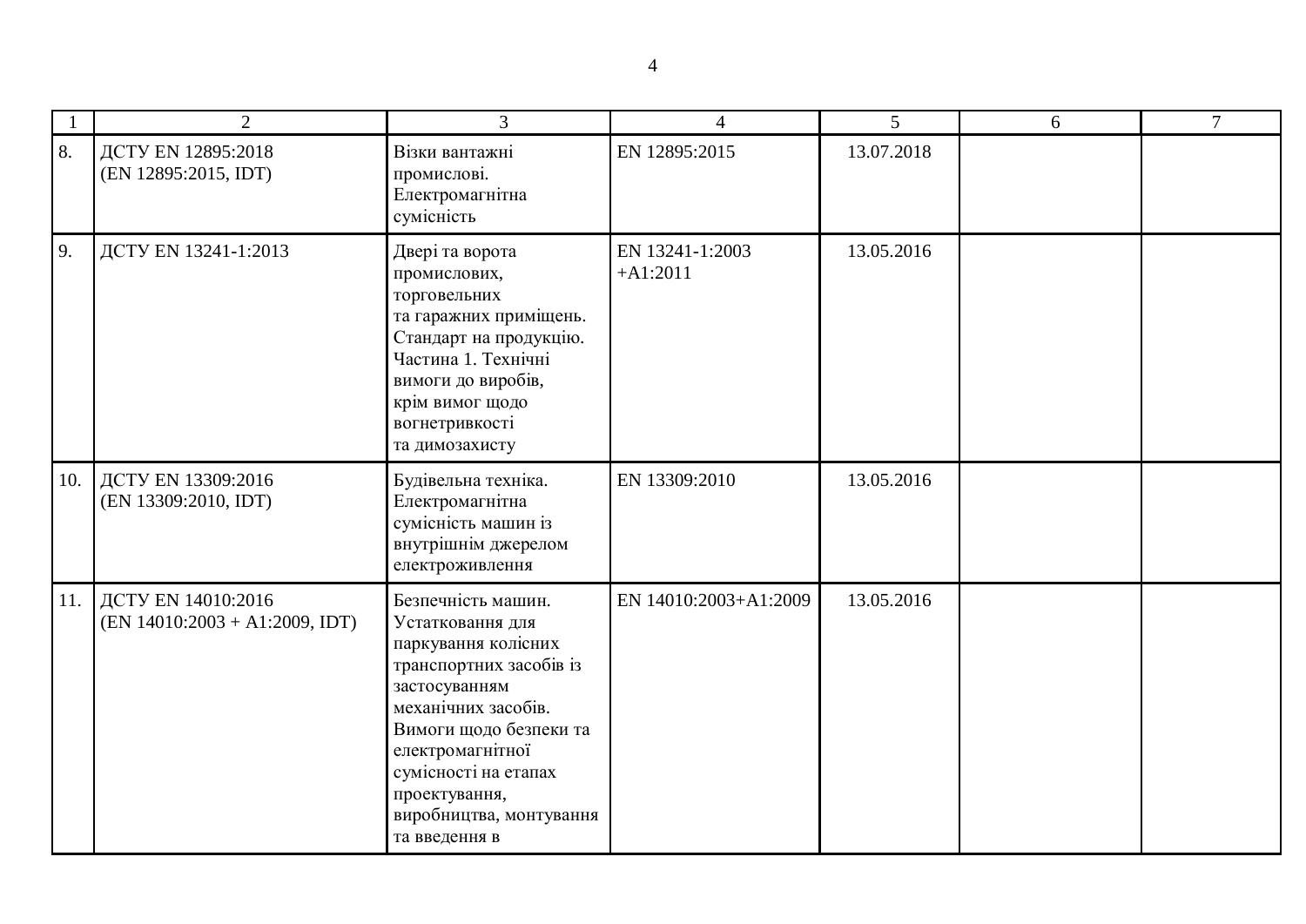| 1 | 2 | 3 | 4 | 5 | 6 | 7 |
|---|---|---|---|---|---|---|
| 8. | ДСТУ EN 12895:2018 (EN 12895:2015, IDT) | Візки вантажні промислові. Електромагнітна сумісність | EN 12895:2015 | 13.07.2018 | | |
| 9. | ДСТУ EN 13241-1:2013 | Двері та ворота промислових, торговельних та гаражних приміщень. Стандарт на продукцію. Частина 1. Технічні вимоги до виробів, крім вимог щодо вогнетривкості та димозахисту | EN 13241-1:2003 +A1:2011 | 13.05.2016 | | |
| 10. | ДСТУ EN 13309:2016 (EN 13309:2010, IDT) | Будівельна техніка. Електромагнітна сумісність машин із внутрішнім джерелом електроживлення | EN 13309:2010 | 13.05.2016 | | |
| 11. | ДСТУ EN 14010:2016 (EN 14010:2003 + A1:2009, IDT) | Безпечність машин. Устатковання для паркування колісних транспортних засобів із застосуванням механічних засобів. Вимоги щодо безпеки та електромагнітної сумісності на етапах проектування, виробництва, монтування та введення в | EN 14010:2003+A1:2009 | 13.05.2016 | | |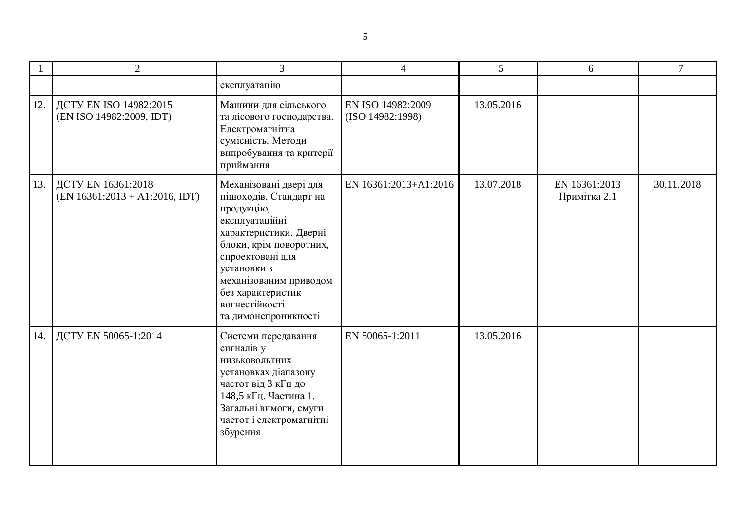| 1 | 2 | 3 | 4 | 5 | 6 | 7 |
|---|---|---|---|---|---|---|
| | | експлуатацію | | | | |
| 12. | ДСТУ EN ISO 14982:2015 (EN ISO 14982:2009, IDT) | Машини для сільського та лісового господарства. Електромагнітна сумісність. Методи випробування та критерії приймання | EN ISO 14982:2009 (ISO 14982:1998) | 13.05.2016 | | |
| 13. | ДСТУ EN 16361:2018 (EN 16361:2013 + A1:2016, IDT) | Механізовані двері для пішоходів. Стандарт на продукцію, експлуатаційні характеристики. Дверні блоки, крім поворотних, спроектовані для установки з механізованим приводом без характеристик вогнестійкості та димонепроникності | EN 16361:2013+A1:2016 | 13.07.2018 | EN 16361:2013 Примітка 2.1 | 30.11.2018 |
| 14. | ДСТУ EN 50065-1:2014 | Системи передавання сигналів у низьковольтних установках діапазону частот від 3 кГц до 148,5 кГц. Частина 1. Загальні вимоги, смуги частот і електромагнітні збурення | EN 50065-1:2011 | 13.05.2016 | | |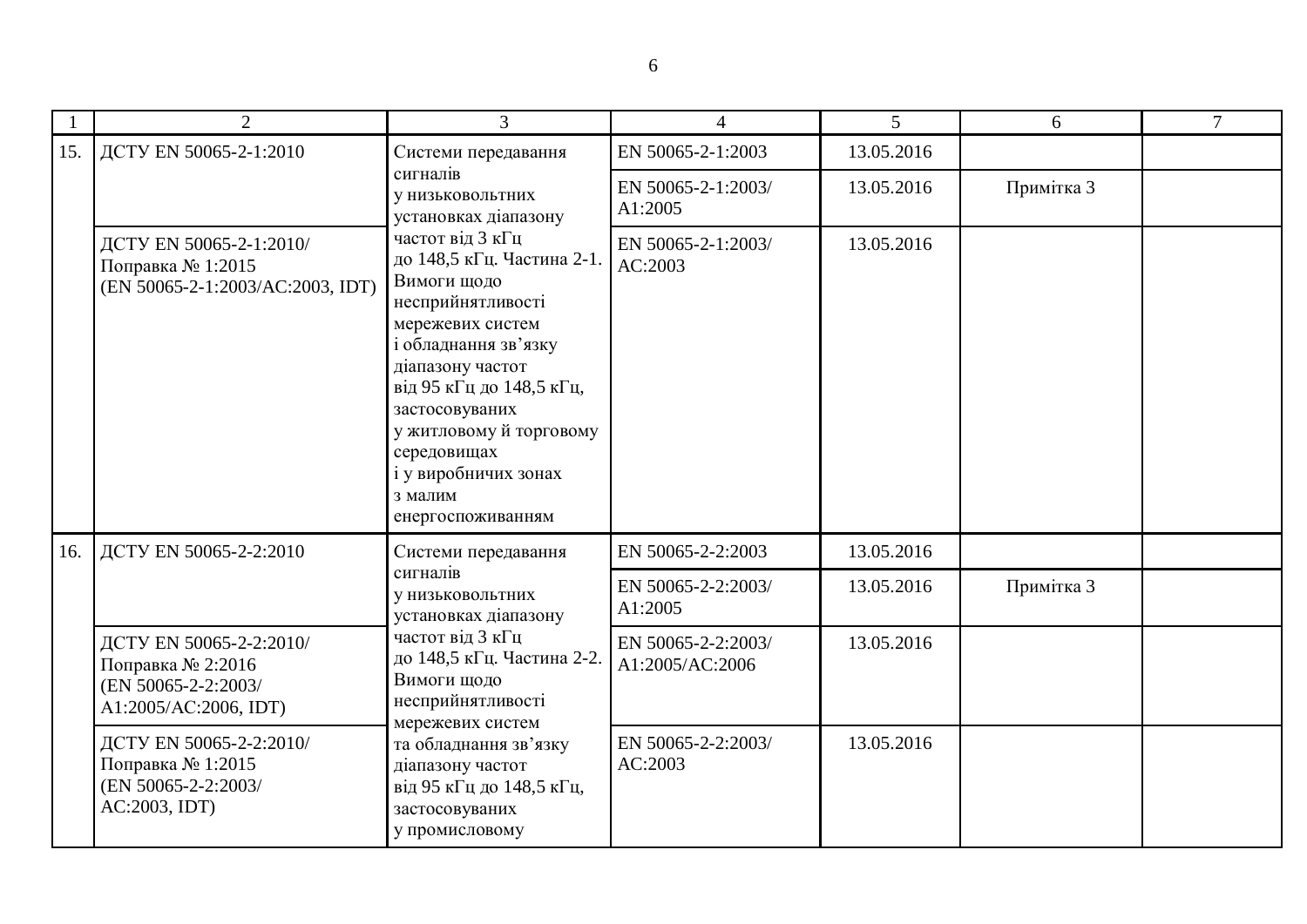| 1 | 2 | 3 | 4 | 5 | 6 | 7 |
|---|---|---|---|---|---|---|
| 15. | ДСТУ EN 50065-2-1:2010 | Системи передавання сигналів у низьковольтних установках діапазону частот від 3 кГц до 148,5 кГц. Частина 2-1. Вимоги щодо несприйнятливості мережевих систем і обладнання зв'язку діапазону частот від 95 кГц до 148,5 кГц, застосовуваних у житловому й торговому середовищах і у виробничих зонах з малим енергоспоживанням | EN 50065-2-1:2003 | 13.05.2016 | | |
| | | | EN 50065-2-1:2003/ A1:2005 | 13.05.2016 | Примітка 3 | |
| | ДСТУ EN 50065-2-1:2010/ Поправка № 1:2015 (EN 50065-2-1:2003/AC:2003, IDT) | | EN 50065-2-1:2003/ AC:2003 | 13.05.2016 | | |
| 16. | ДСТУ EN 50065-2-2:2010 | Системи передавання сигналів у низьковольтних установках діапазону частот від 3 кГц до 148,5 кГц. Частина 2-2. Вимоги щодо несприйнятливості мережевих систем та обладнання зв'язку діапазону частот від 95 кГц до 148,5 кГц, застосовуваних у промисловому | EN 50065-2-2:2003 | 13.05.2016 | | |
| | | | EN 50065-2-2:2003/ A1:2005 | 13.05.2016 | Примітка 3 | |
| | ДСТУ EN 50065-2-2:2010/ Поправка № 2:2016 (EN 50065-2-2:2003/ A1:2005/AC:2006, IDT) | | EN 50065-2-2:2003/ A1:2005/AC:2006 | 13.05.2016 | | |
| | ДСТУ EN 50065-2-2:2010/ Поправка № 1:2015 (EN 50065-2-2:2003/ AC:2003, IDT) | | EN 50065-2-2:2003/ AC:2003 | 13.05.2016 | | |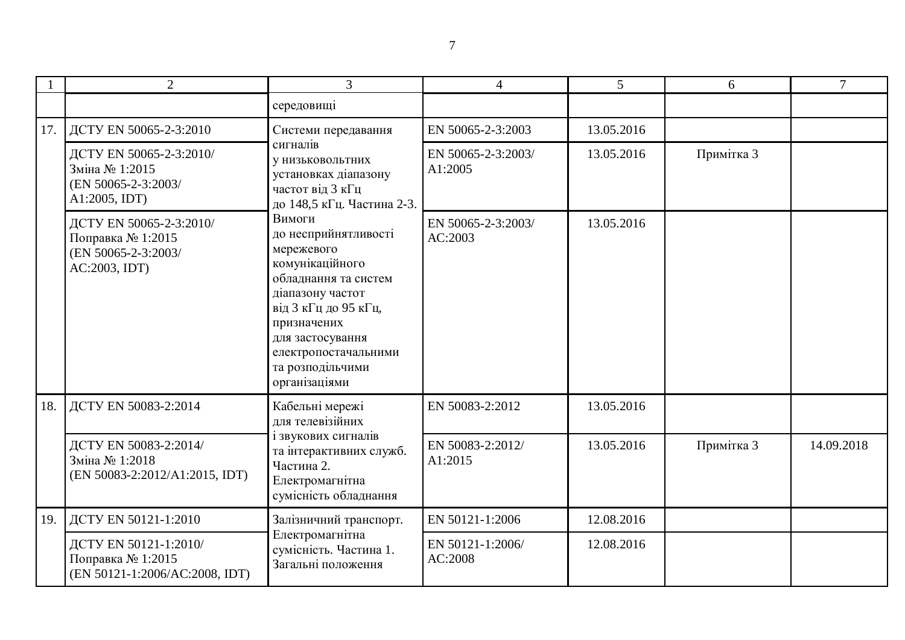| 1 | 2 | 3 | 4 | 5 | 6 | 7 |
|---|---|---|---|---|---|---|
| | | середовищі | | | | |
| 17. | ДСТУ EN 50065-2-3:2010 | Системи передавання сигналів у низьковольтних установках діапазону частот від 3 кГц до 148,5 кГц. Частина 2-3. Вимоги до несприйнятливості мережевого комунікаційного обладнання та систем діапазону частот від 3 кГц до 95 кГц, призначених для застосування електропостачальними та розподільчими організаціями | EN 50065-2-3:2003 | 13.05.2016 | | |
| | ДСТУ EN 50065-2-3:2010/ Зміна № 1:2015 (EN 50065-2-3:2003/ A1:2005, IDT) | | EN 50065-2-3:2003/ A1:2005 | 13.05.2016 | Примітка 3 | |
| | ДСТУ EN 50065-2-3:2010/ Поправка № 1:2015 (EN 50065-2-3:2003/ AC:2003, IDT) | | EN 50065-2-3:2003/ AC:2003 | 13.05.2016 | | |
| 18. | ДСТУ EN 50083-2:2014 | Кабельні мережі для телевізійних і звукових сигналів та інтерактивних служб. Частина 2. Електромагнітна сумісність обладнання | EN 50083-2:2012 | 13.05.2016 | | |
| | ДСТУ EN 50083-2:2014/ Зміна № 1:2018 (EN 50083-2:2012/A1:2015, IDT) | | EN 50083-2:2012/ A1:2015 | 13.05.2016 | Примітка 3 | 14.09.2018 |
| 19. | ДСТУ EN 50121-1:2010 | Залізничний транспорт. Електромагнітна сумісність. Частина 1. Загальні положення | EN 50121-1:2006 | 12.08.2016 | | |
| | ДСТУ EN 50121-1:2010/ Поправка № 1:2015 (EN 50121-1:2006/AC:2008, IDT) | | EN 50121-1:2006/ AC:2008 | 12.08.2016 | | |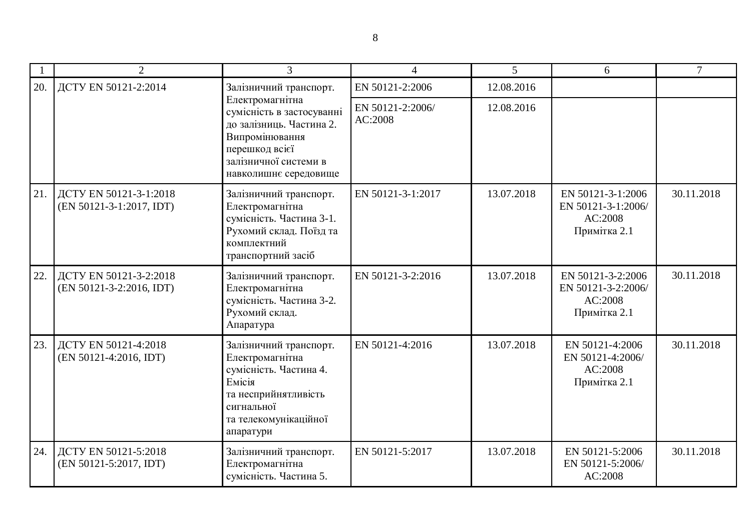| 1 | 2 | 3 | 4 | 5 | 6 | 7 |
|---|---|---|---|---|---|---|
| 20. | ДСТУ EN 50121-2:2014 | Залізничний транспорт. Електромагнітна сумісність в застосуванні до залізниць. Частина 2. Випромінювання перешкод всієї залізничної системи в навколишнє середовище | EN 50121-2:2006 | 12.08.2016 | | |
| | | | EN 50121-2:2006/ AC:2008 | 12.08.2016 | | |
| 21. | ДСТУ EN 50121-3-1:2018 (EN 50121-3-1:2017, IDT) | Залізничний транспорт. Електромагнітна сумісність. Частина 3-1. Рухомий склад. Поїзд та комплектний транспортний засіб | EN 50121-3-1:2017 | 13.07.2018 | EN 50121-3-1:2006 EN 50121-3-1:2006/ AC:2008 Примітка 2.1 | 30.11.2018 |
| 22. | ДСТУ EN 50121-3-2:2018 (EN 50121-3-2:2016, IDT) | Залізничний транспорт. Електромагнітна сумісність. Частина 3-2. Рухомий склад. Апаратура | EN 50121-3-2:2016 | 13.07.2018 | EN 50121-3-2:2006 EN 50121-3-2:2006/ AC:2008 Примітка 2.1 | 30.11.2018 |
| 23. | ДСТУ EN 50121-4:2018 (EN 50121-4:2016, IDT) | Залізничний транспорт. Електромагнітна сумісність. Частина 4. Емісія та несприйнятливість сигнальної та телекомунікаційної апаратури | EN 50121-4:2016 | 13.07.2018 | EN 50121-4:2006 EN 50121-4:2006/ AC:2008 Примітка 2.1 | 30.11.2018 |
| 24. | ДСТУ EN 50121-5:2018 (EN 50121-5:2017, IDT) | Залізничний транспорт. Електромагнітна сумісність. Частина 5. | EN 50121-5:2017 | 13.07.2018 | EN 50121-5:2006 EN 50121-5:2006/ AC:2008 | 30.11.2018 |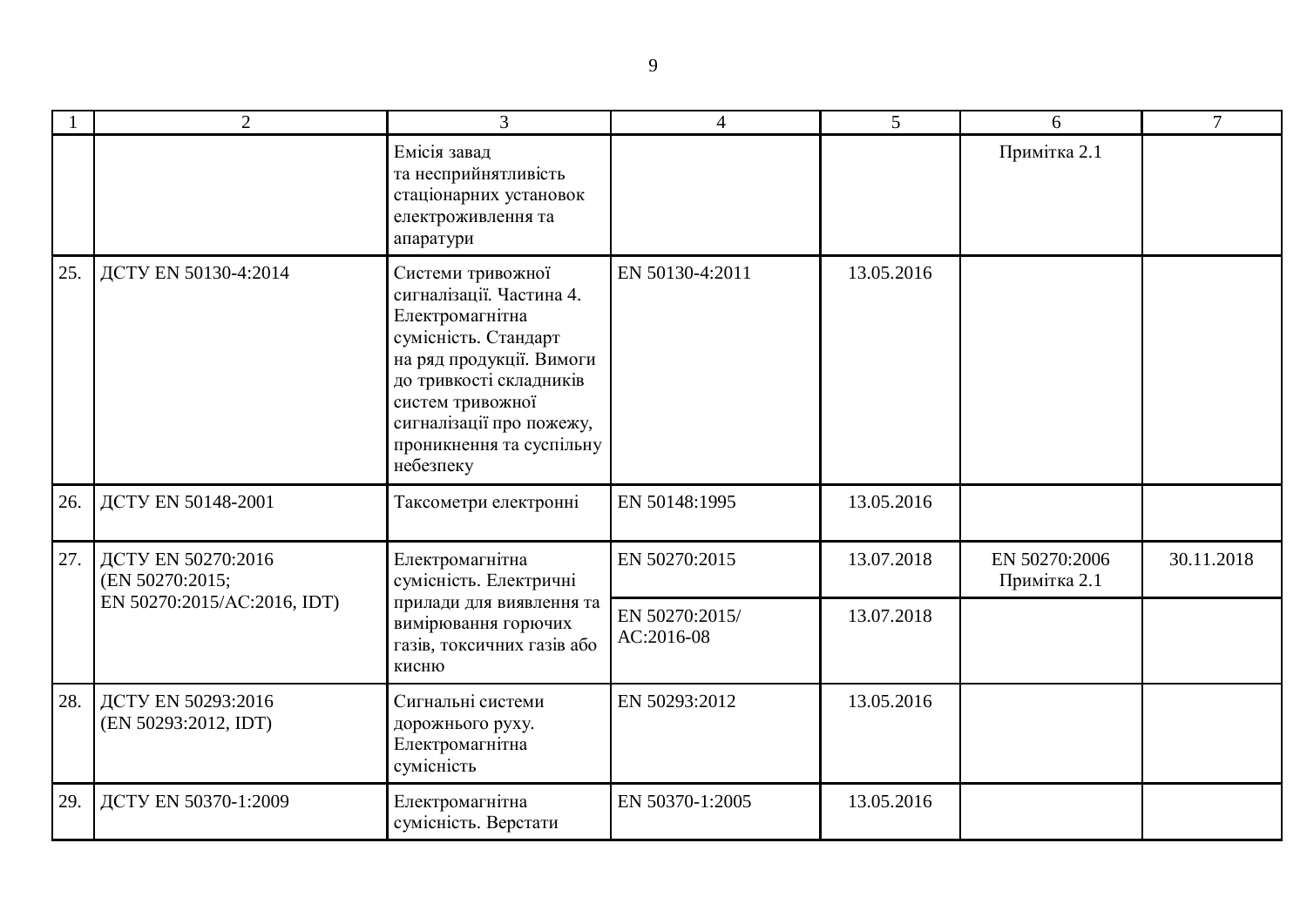| 1 | 2 | 3 | 4 | 5 | 6 | 7 |
|---|---|---|---|---|---|---|
| | | Емісія завад та несприйнятливість стаціонарних установок електроживлення та апаратури | | | Примітка 2.1 | |
| 25. | ДСТУ EN 50130-4:2014 | Системи тривожної сигналізації. Частина 4. Електромагнітна сумісність. Стандарт на ряд продукції. Вимоги до тривкості складників систем тривожної сигналізації про пожежу, проникнення та суспільну небезпеку | EN 50130-4:2011 | 13.05.2016 | | |
| 26. | ДСТУ EN 50148-2001 | Таксометри електронні | EN 50148:1995 | 13.05.2016 | | |
| 27. | ДСТУ EN 50270:2016 (EN 50270:2015; EN 50270:2015/AC:2016, IDT) | Електромагнітна сумісність. Електричні прилади для виявлення та вимірювання горючих газів, токсичних газів або кисню | EN 50270:2015 | 13.07.2018 | EN 50270:2006 Примітка 2.1 | 30.11.2018 |
| | | | EN 50270:2015/ AC:2016-08 | 13.07.2018 | | |
| 28. | ДСТУ EN 50293:2016 (EN 50293:2012, IDT) | Сигнальні системи дорожнього руху. Електромагнітна сумісність | EN 50293:2012 | 13.05.2016 | | |
| 29. | ДСТУ EN 50370-1:2009 | Електромагнітна сумісність. Верстати | EN 50370-1:2005 | 13.05.2016 | | |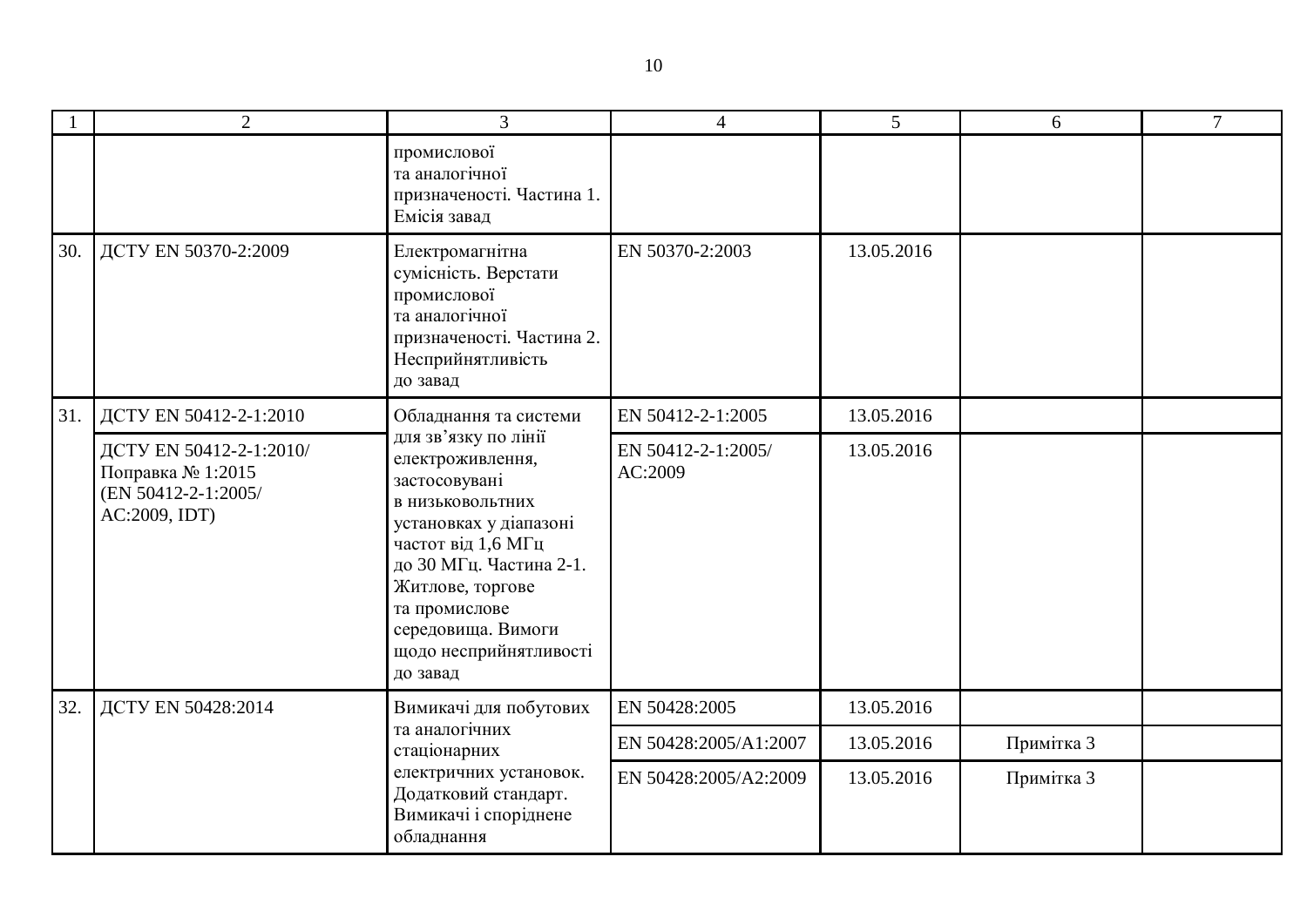| 1 | 2 | 3 | 4 | 5 | 6 | 7 |
|---|---|---|---|---|---|---|
| | | промислової та аналогічної призначеності. Частина 1. Емісія завад | | | | |
| 30. | ДСТУ EN 50370-2:2009 | Електромагнітна сумісність. Верстати промислової та аналогічної призначеності. Частина 2. Несприйнятливість до завад | EN 50370-2:2003 | 13.05.2016 | | |
| 31. | ДСТУ EN 50412-2-1:2010 | Обладнання та системи для зв’язку по лінії електроживлення, застосовувані в низьковольтних установках у діапазоні частот від 1,6 МГц до 30 МГц. Частина 2-1. Житлове, торгове та промислове середовища. Вимоги щодо несприйнятливості до завад | EN 50412-2-1:2005 | 13.05.2016 | | |
| | ДСТУ EN 50412-2-1:2010/ Поправка № 1:2015 (EN 50412-2-1:2005/ AC:2009, IDT) | | EN 50412-2-1:2005/ AC:2009 | 13.05.2016 | | |
| 32. | ДСТУ EN 50428:2014 | Вимикачі для побутових та аналогічних стаціонарних електричних установок. Додатковий стандарт. Вимикачі і споріднене обладнання | EN 50428:2005 | 13.05.2016 | | |
| | | | EN 50428:2005/A1:2007 | 13.05.2016 | Примітка 3 | |
| | | | EN 50428:2005/A2:2009 | 13.05.2016 | Примітка 3 | |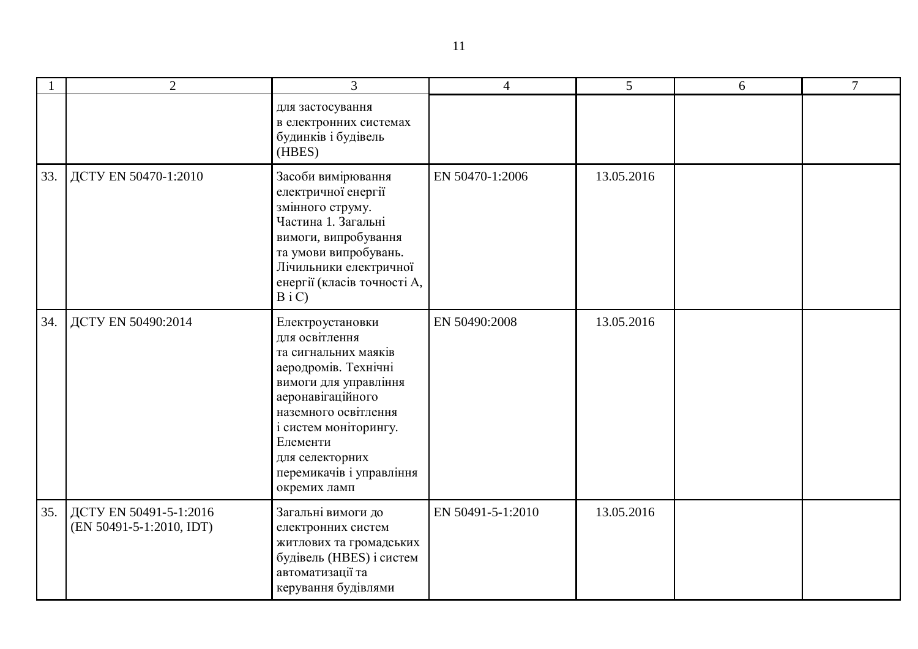| 1 | 2 | 3 | 4 | 5 | 6 | 7 |
|---|---|---|---|---|---|---|
| | | для застосування в електронних системах будинків і будівель (HBES) | | | | |
| 33. | ДСТУ EN 50470-1:2010 | Засоби вимірювання електричної енергії змінного струму. Частина 1. Загальні вимоги, випробування та умови випробувань. Лічильники електричної енергії (класів точності А, В і С) | EN 50470-1:2006 | 13.05.2016 | | |
| 34. | ДСТУ EN 50490:2014 | Електроустановки для освітлення та сигнальних маяків аеродромів. Технічні вимоги для управління аеронавігаційного наземного освітлення і систем моніторингу. Елементи для селекторних перемикачів і управління окремих ламп | EN 50490:2008 | 13.05.2016 | | |
| 35. | ДСТУ EN 50491-5-1:2016 (EN 50491-5-1:2010, IDT) | Загальні вимоги до електронних систем житлових та громадських будівель (HBES) і систем автоматизації та керування будівлями | EN 50491-5-1:2010 | 13.05.2016 | | |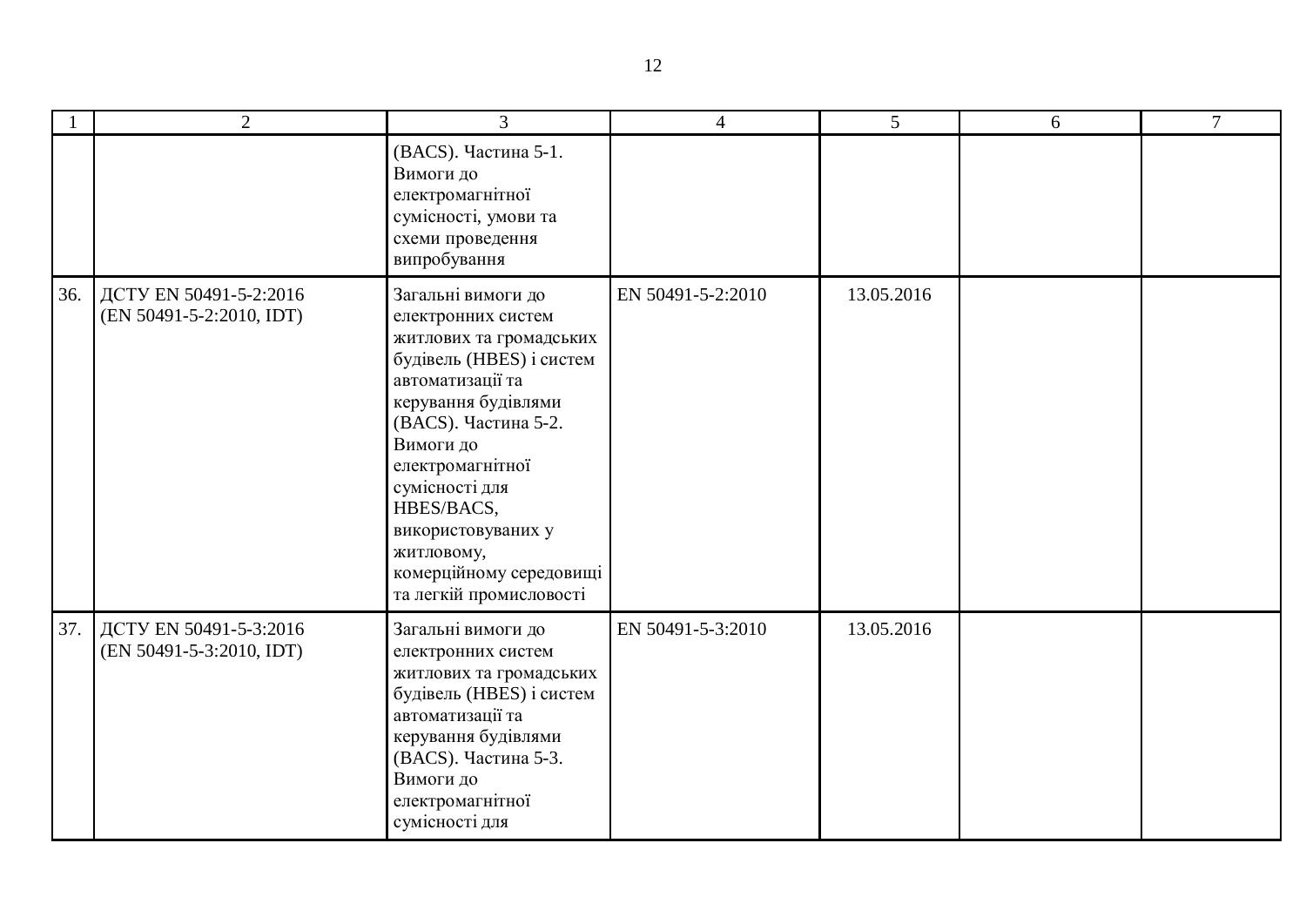| 1 | 2 | 3 | 4 | 5 | 6 | 7 |
|---|---|---|---|---|---|---|
| | | (BACS). Частина 5-1. Вимоги до електромагнітної сумісності, умови та схеми проведення випробування | | | | |
| 36. | ДСТУ EN 50491-5-2:2016 (EN 50491-5-2:2010, IDT) | Загальні вимоги до електронних систем житлових та громадських будівель (HBES) і систем автоматизації та керування будівлями (BACS). Частина 5-2. Вимоги до електромагнітної сумісності для HBES/BACS, використовуваних у житловому, комерційному середовищі та легкій промисловості | EN 50491-5-2:2010 | 13.05.2016 | | |
| 37. | ДСТУ EN 50491-5-3:2016 (EN 50491-5-3:2010, IDT) | Загальні вимоги до електронних систем житлових та громадських будівель (HBES) і систем автоматизації та керування будівлями (BACS). Частина 5-3. Вимоги до електромагнітної сумісності для | EN 50491-5-3:2010 | 13.05.2016 | | |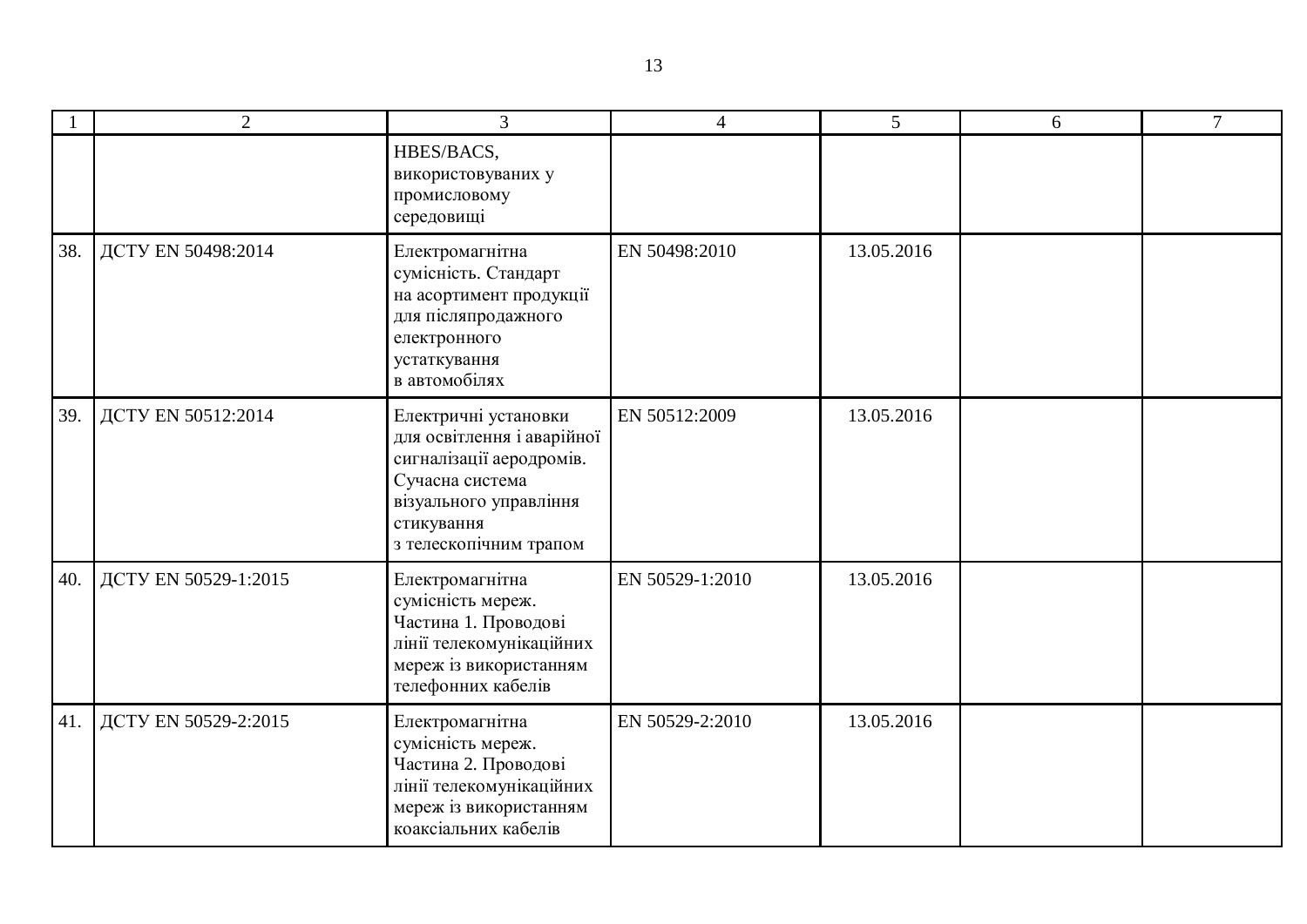| 1 | 2 | 3 | 4 | 5 | 6 | 7 |
|---|---|---|---|---|---|---|
| | | HBES/BACS, використовуваних у промисловому середовищі | | | | |
| 38. | ДСТУ EN 50498:2014 | Електромагнітна сумісність. Стандарт на асортимент продукції для післяпродажного електронного устаткування в автомобілях | EN 50498:2010 | 13.05.2016 | | |
| 39. | ДСТУ EN 50512:2014 | Електричні установки для освітлення і аварійної сигналізації аеродромів. Сучасна система візуального управління стикування з телескопічним трапом | EN 50512:2009 | 13.05.2016 | | |
| 40. | ДСТУ EN 50529-1:2015 | Електромагнітна сумісність мереж. Частина 1. Проводові лінії телекомунікаційних мереж із використанням телефонних кабелів | EN 50529-1:2010 | 13.05.2016 | | |
| 41. | ДСТУ EN 50529-2:2015 | Електромагнітна сумісність мереж. Частина 2. Проводові лінії телекомунікаційних мереж із використанням коаксіальних кабелів | EN 50529-2:2010 | 13.05.2016 | | |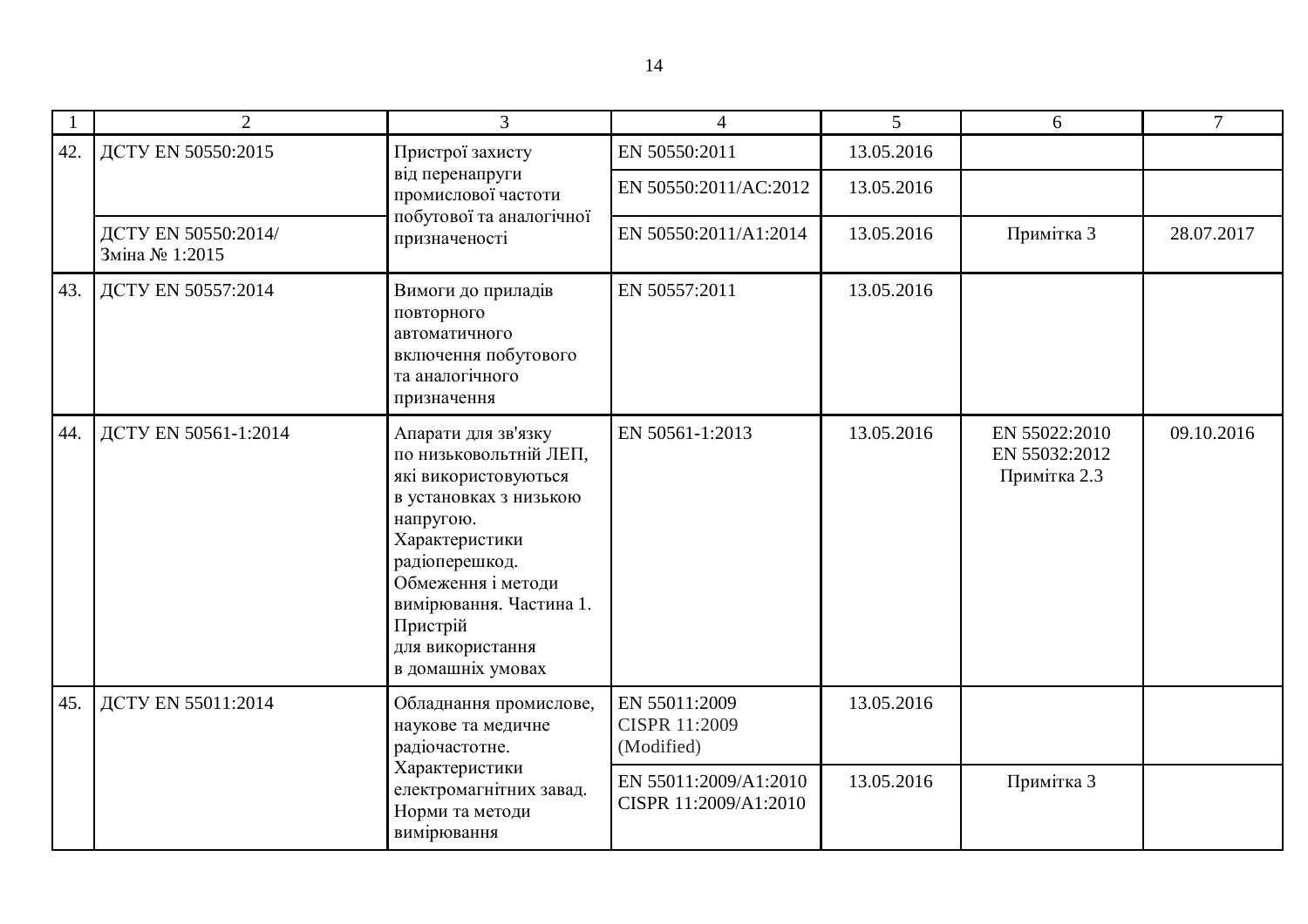| 1 | 2 | 3 | 4 | 5 | 6 | 7 |
|---|---|---|---|---|---|---|
| 42. | ДСТУ EN 50550:2015 | Пристрої захисту від перенапруги промислової частоти побутової та аналогічної призначеності | EN 50550:2011 | 13.05.2016 | | |
| | | | EN 50550:2011/AC:2012 | 13.05.2016 | | |
| | ДСТУ EN 50550:2014/ Зміна № 1:2015 | | EN 50550:2011/A1:2014 | 13.05.2016 | Примітка 3 | 28.07.2017 |
| 43. | ДСТУ EN 50557:2014 | Вимоги до приладів повторного автоматичного включення побутового та аналогічного призначення | EN 50557:2011 | 13.05.2016 | | |
| 44. | ДСТУ EN 50561-1:2014 | Апарати для зв'язку по низьковольтній ЛЕП, які використовуються в установках з низькою напругою. Характеристики радіоперешкод. Обмеження і методи вимірювання. Частина 1. Пристрій для використання в домашніх умовах | EN 50561-1:2013 | 13.05.2016 | EN 55022:2010 EN 55032:2012 Примітка 2.3 | 09.10.2016 |
| 45. | ДСТУ EN 55011:2014 | Обладнання промислове, наукове та медичне радіочастотне. Характеристики електромагнітних завад. Норми та методи вимірювання | EN 55011:2009 CISPR 11:2009 (Modified) | 13.05.2016 | | |
| | | | EN 55011:2009/A1:2010 CISPR 11:2009/A1:2010 | 13.05.2016 | Примітка 3 | |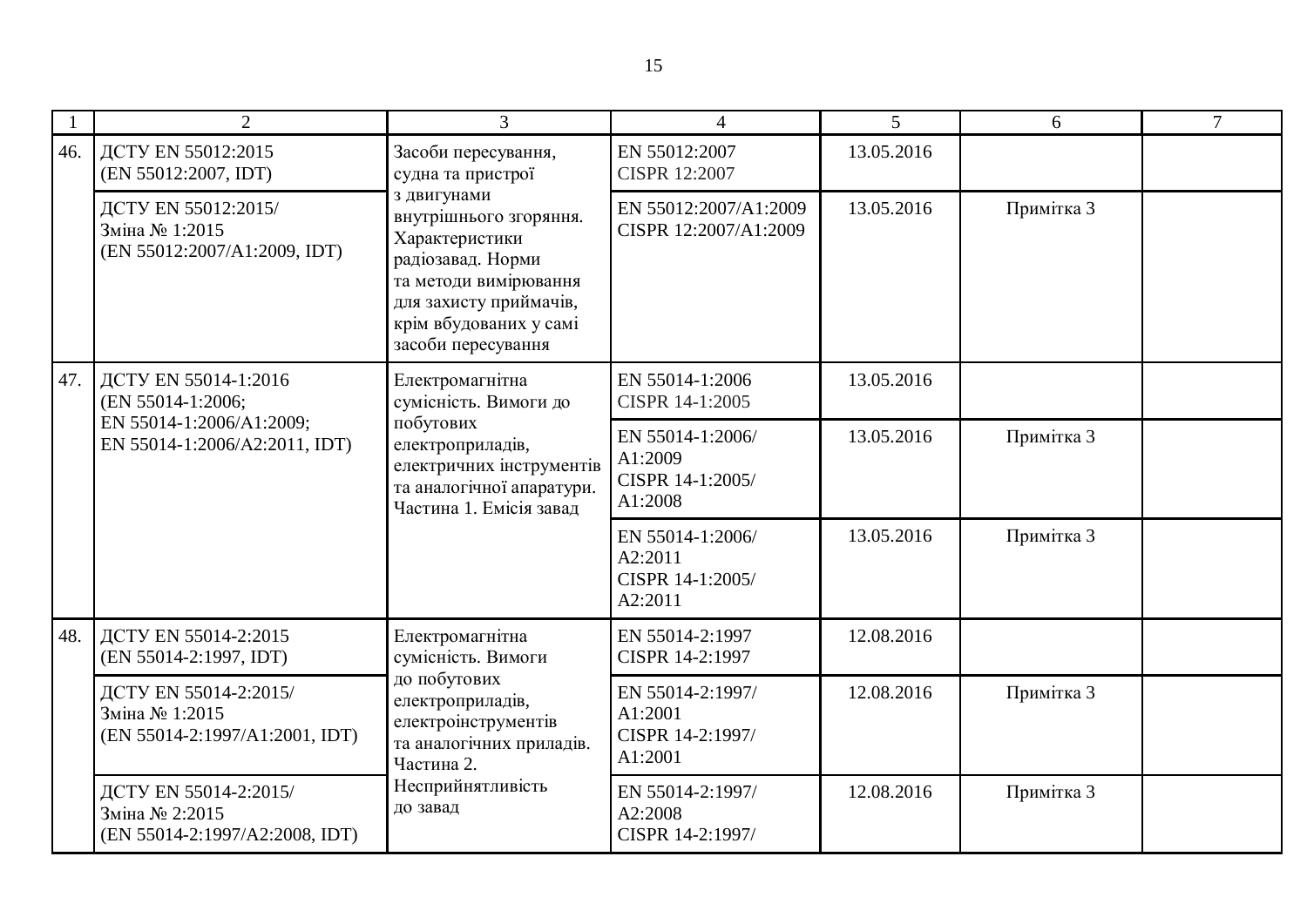| 1 | 2 | 3 | 4 | 5 | 6 | 7 |
|---|---|---|---|---|---|---|
| 46. | ДСТУ EN 55012:2015 (EN 55012:2007, IDT) | Засоби пересування, судна та пристрої з двигунами внутрішнього згоряння. Характеристики радіозавад. Норми та методи вимірювання для захисту приймачів, крім вбудованих у самі засоби пересування | EN 55012:2007 CISPR 12:2007 | 13.05.2016 | | |
| | ДСТУ EN 55012:2015/ Зміна № 1:2015 (EN 55012:2007/A1:2009, IDT) | | EN 55012:2007/A1:2009 CISPR 12:2007/A1:2009 | 13.05.2016 | Примітка 3 | |
| 47. | ДСТУ EN 55014-1:2016 (EN 55014-1:2006; EN 55014-1:2006/A1:2009; EN 55014-1:2006/A2:2011, IDT) | Електромагнітна сумісність. Вимоги до побутових електроприладів, електричних інструментів та аналогічної апаратури. Частина 1. Емісія завад | EN 55014-1:2006 CISPR 14-1:2005 | 13.05.2016 | | |
| | | | EN 55014-1:2006/ A1:2009 CISPR 14-1:2005/ A1:2008 | 13.05.2016 | Примітка 3 | |
| | | | EN 55014-1:2006/ A2:2011 CISPR 14-1:2005/ A2:2011 | 13.05.2016 | Примітка 3 | |
| 48. | ДСТУ EN 55014-2:2015 (EN 55014-2:1997, IDT) | Електромагнітна сумісність. Вимоги до побутових електроприладів, електроінструментів та аналогічних приладів. Частина 2. Несприйнятливість до завад | EN 55014-2:1997 CISPR 14-2:1997 | 12.08.2016 | | |
| | ДСТУ EN 55014-2:2015/ Зміна № 1:2015 (EN 55014-2:1997/A1:2001, IDT) | | EN 55014-2:1997/ A1:2001 CISPR 14-2:1997/ A1:2001 | 12.08.2016 | Примітка 3 | |
| | ДСТУ EN 55014-2:2015/ Зміна № 2:2015 (EN 55014-2:1997/A2:2008, IDT) | | EN 55014-2:1997/ A2:2008 CISPR 14-2:1997/ | 12.08.2016 | Примітка 3 | |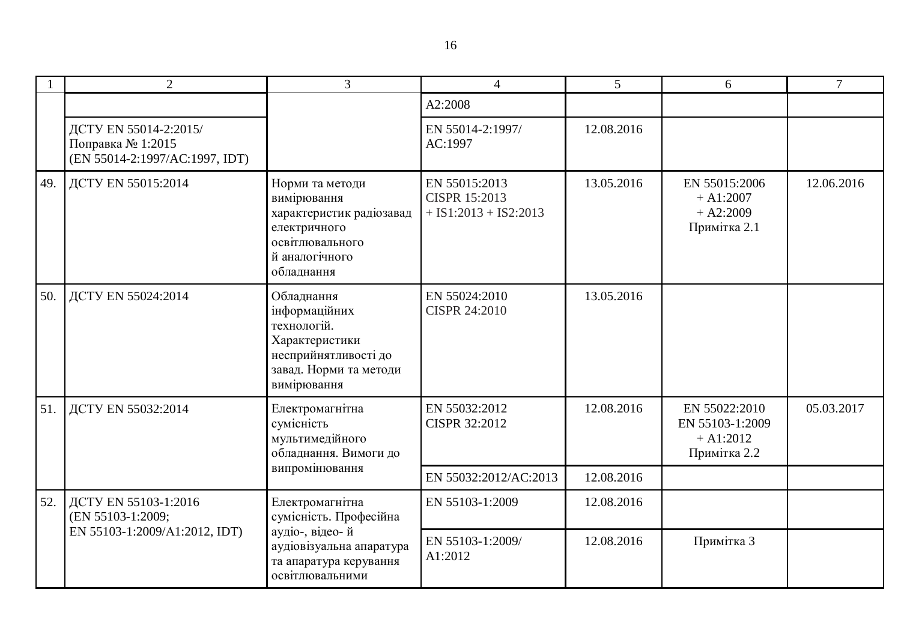| 1 | 2 | 3 | 4 | 5 | 6 | 7 |
|---|---|---|---|---|---|---|
| | | | A2:2008 | | | |
| | ДСТУ EN 55014-2:2015/ Поправка № 1:2015 (EN 55014-2:1997/AC:1997, IDT) | | EN 55014-2:1997/ AC:1997 | 12.08.2016 | | |
| 49. | ДСТУ EN 55015:2014 | Норми та методи вимірювання характеристик радіозавад електричного освітлювального й аналогічного обладнання | EN 55015:2013 CISPR 15:2013 + IS1:2013 + IS2:2013 | 13.05.2016 | EN 55015:2006 + A1:2007 + A2:2009 Примітка 2.1 | 12.06.2016 |
| 50. | ДСТУ EN 55024:2014 | Обладнання інформаційних технологій. Характеристики несприйнятливості до завад. Норми та методи вимірювання | EN 55024:2010 CISPR 24:2010 | 13.05.2016 | | |
| 51. | ДСТУ EN 55032:2014 | Електромагнітна сумісність мультимедійного обладнання. Вимоги до випромінювання | EN 55032:2012 CISPR 32:2012 | 12.08.2016 | EN 55022:2010 EN 55103-1:2009 + A1:2012 Примітка 2.2 | 05.03.2017 |
| | | | EN 55032:2012/AC:2013 | 12.08.2016 | | |
| 52. | ДСТУ EN 55103-1:2016 (EN 55103-1:2009; EN 55103-1:2009/A1:2012, IDT) | Електромагнітна сумісність. Професійна аудіо-, відео- й аудіовізуальна апаратура та апаратура керування освітлювальними | EN 55103-1:2009 | 12.08.2016 | | |
| | | | EN 55103-1:2009/ A1:2012 | 12.08.2016 | Примітка 3 | |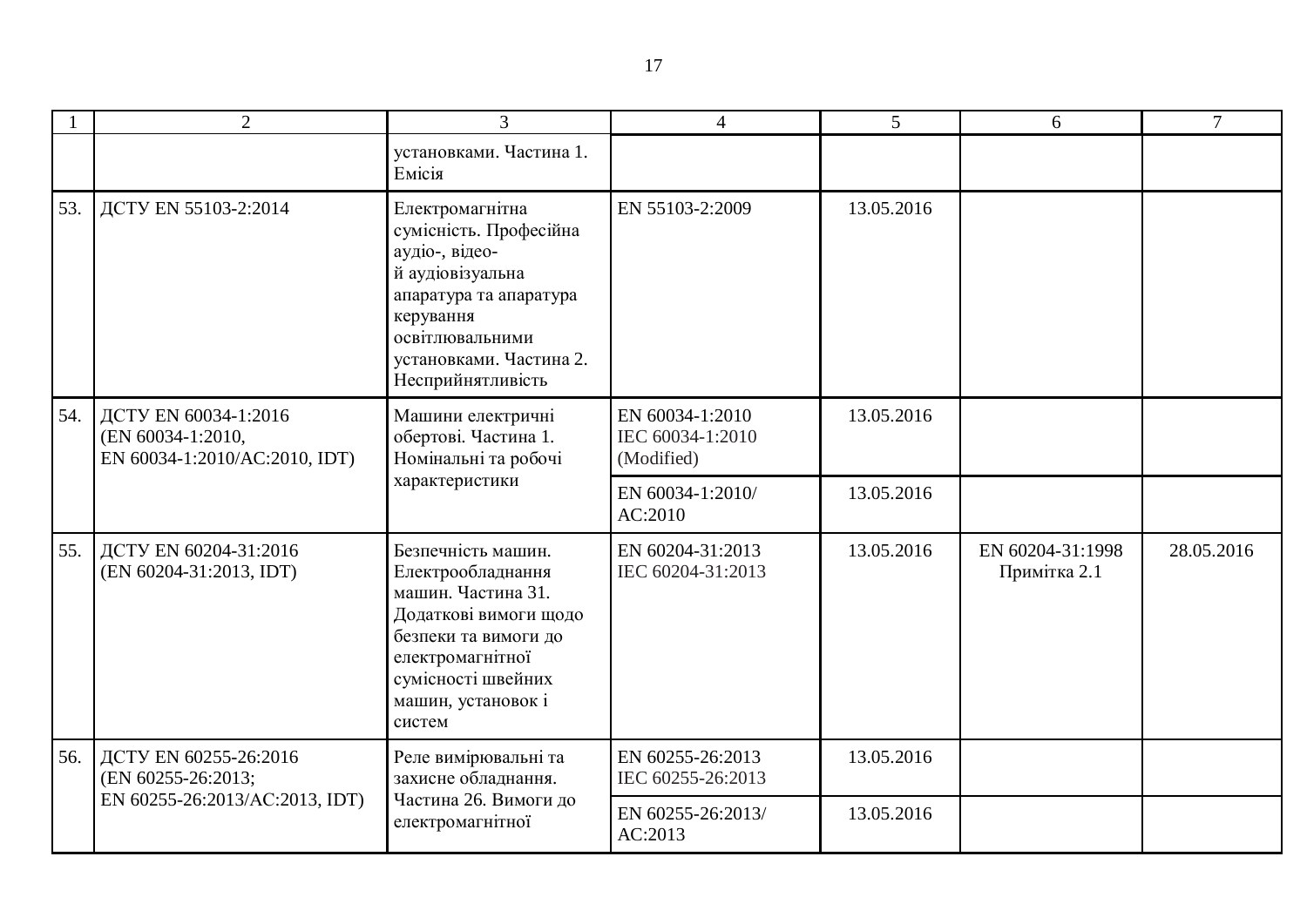| 1 | 2 | 3 | 4 | 5 | 6 | 7 |
|---|---|---|---|---|---|---|
| | | установками. Частина 1. Емісія | | | | |
| 53. | ДСТУ EN 55103-2:2014 | Електромагнітна сумісність. Професійна аудіо-, відео- й аудіовізуальна апаратура та апаратура керування освітлювальними установками. Частина 2. Несприйнятливість | EN 55103-2:2009 | 13.05.2016 | | |
| 54. | ДСТУ EN 60034-1:2016 (EN 60034-1:2010, EN 60034-1:2010/AC:2010, IDT) | Машини електричні обертові. Частина 1. Номінальні та робочі характеристики | EN 60034-1:2010 IEC 60034-1:2010 (Modified) | 13.05.2016 | | |
| | | | EN 60034-1:2010/ AC:2010 | 13.05.2016 | | |
| 55. | ДСТУ EN 60204-31:2016 (EN 60204-31:2013, IDT) | Безпечність машин. Електрообладнання машин. Частина 31. Додаткові вимоги щодо безпеки та вимоги до електромагнітної сумісності швейних машин, установок і систем | EN 60204-31:2013 IEC 60204-31:2013 | 13.05.2016 | EN 60204-31:1998 Примітка 2.1 | 28.05.2016 |
| 56. | ДСТУ EN 60255-26:2016 (EN 60255-26:2013; EN 60255-26:2013/AC:2013, IDT) | Реле вимірювальні та захисне обладнання. Частина 26. Вимоги до електромагнітної | EN 60255-26:2013 IEC 60255-26:2013 | 13.05.2016 | | |
| | | | EN 60255-26:2013/ AC:2013 | 13.05.2016 | | |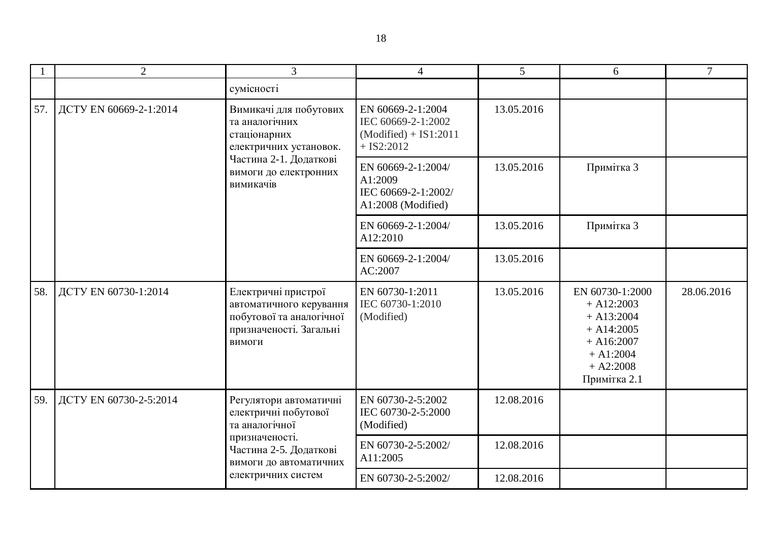| 1 | 2 | 3 | 4 | 5 | 6 | 7 |
|---|---|---|---|---|---|---|
| | | сумісності | | | | |
| 57. | ДСТУ EN 60669-2-1:2014 | Вимикачі для побутових та аналогічних стаціонарних електричних установок. Частина 2-1. Додаткові вимоги до електронних вимикачів | EN 60669-2-1:2004 IEC 60669-2-1:2002 (Modified) + IS1:2011 + IS2:2012 | 13.05.2016 | | |
| | | | EN 60669-2-1:2004/ A1:2009 IEC 60669-2-1:2002/ A1:2008 (Modified) | 13.05.2016 | Примітка 3 | |
| | | | EN 60669-2-1:2004/ A12:2010 | 13.05.2016 | Примітка 3 | |
| | | | EN 60669-2-1:2004/ AC:2007 | 13.05.2016 | | |
| 58. | ДСТУ EN 60730-1:2014 | Електричні пристрої автоматичного керування побутової та аналогічної призначеності. Загальні вимоги | EN 60730-1:2011 IEC 60730-1:2010 (Modified) | 13.05.2016 | EN 60730-1:2000 + A12:2003 + A13:2004 + A14:2005 + A16:2007 + A1:2004 + A2:2008 Примітка 2.1 | 28.06.2016 |
| 59. | ДСТУ EN 60730-2-5:2014 | Регулятори автоматичні електричні побутової та аналогічної призначеності. Частина 2-5. Додаткові вимоги до автоматичних електричних систем | EN 60730-2-5:2002 IEC 60730-2-5:2000 (Modified) | 12.08.2016 | | |
| | | | EN 60730-2-5:2002/ A11:2005 | 12.08.2016 | | |
| | | | EN 60730-2-5:2002/ | 12.08.2016 | | |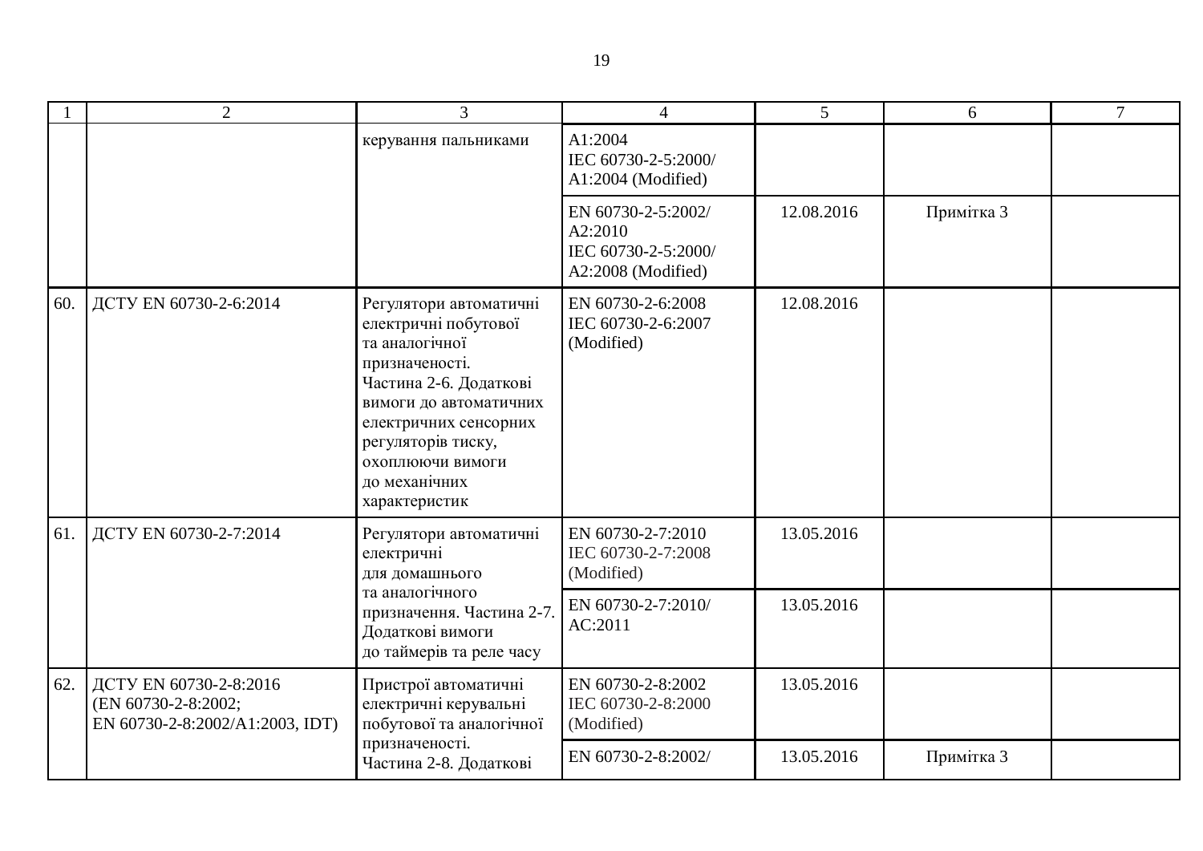| 1 | 2 | 3 | 4 | 5 | 6 | 7 |
|---|---|---|---|---|---|---|
| | | керування пальниками | A1:2004 IEC 60730-2-5:2000/ A1:2004 (Modified) | | | |
| | | | EN 60730-2-5:2002/ A2:2010 IEC 60730-2-5:2000/ A2:2008 (Modified) | 12.08.2016 | Примітка 3 | |
| 60. | ДСТУ EN 60730-2-6:2014 | Регулятори автоматичні електричні побутової та аналогічної призначеності. Частина 2-6. Додаткові вимоги до автоматичних електричних сенсорних регуляторів тиску, охоплюючи вимоги до механічних характеристик | EN 60730-2-6:2008 IEC 60730-2-6:2007 (Modified) | 12.08.2016 | | |
| 61. | ДСТУ EN 60730-2-7:2014 | Регулятори автоматичні електричні для домашнього та аналогічного призначення. Частина 2-7. Додаткові вимоги до таймерів та реле часу | EN 60730-2-7:2010 IEC 60730-2-7:2008 (Modified) | 13.05.2016 | | |
| | | | EN 60730-2-7:2010/ AC:2011 | 13.05.2016 | | |
| 62. | ДСТУ EN 60730-2-8:2016 (EN 60730-2-8:2002; EN 60730-2-8:2002/A1:2003, IDT) | Пристрої автоматичні електричні керувальні побутової та аналогічної призначеності. Частина 2-8. Додаткові | EN 60730-2-8:2002 IEC 60730-2-8:2000 (Modified) | 13.05.2016 | | |
| | | | EN 60730-2-8:2002/ | 13.05.2016 | Примітка 3 | |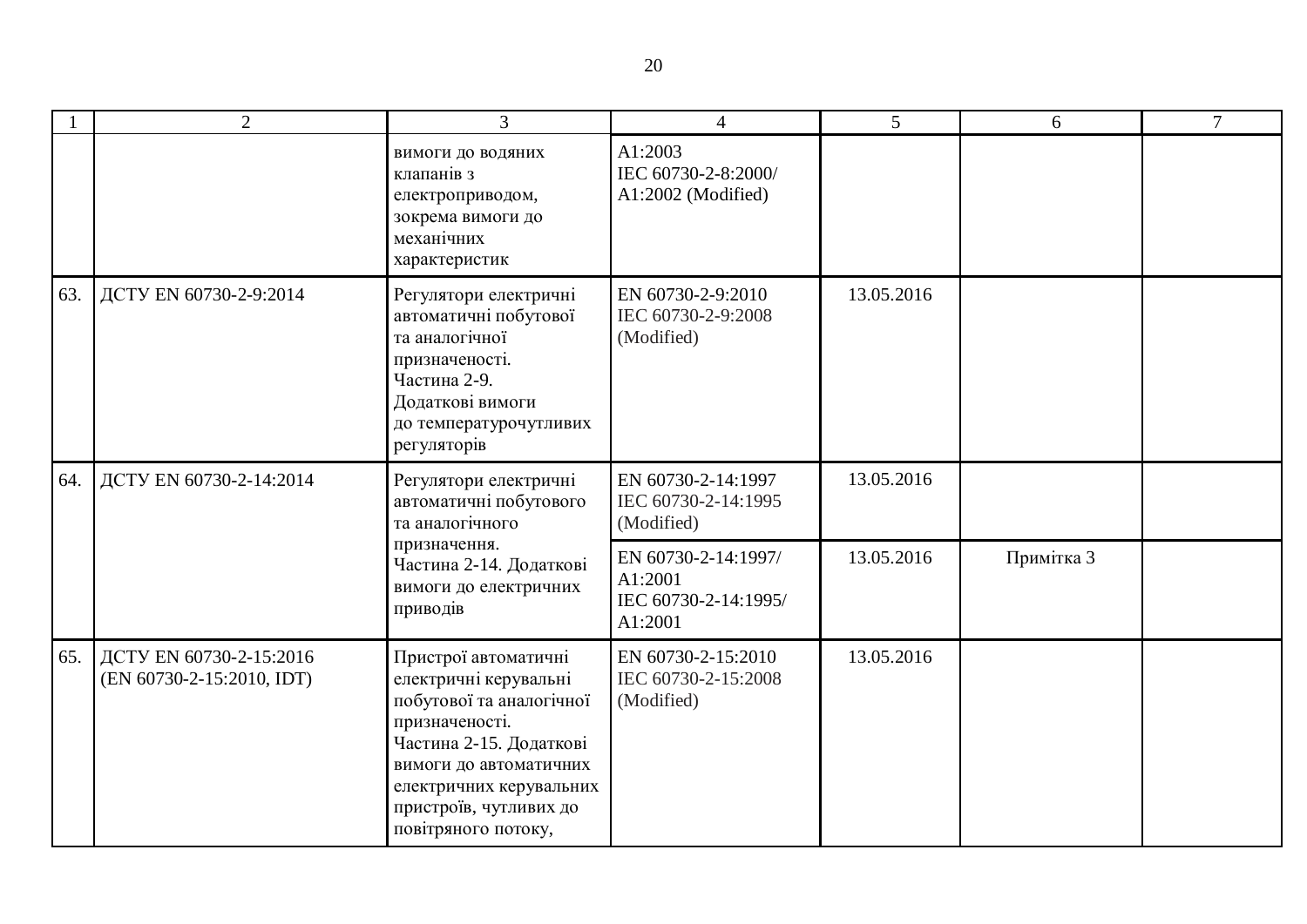| 1 | 2 | 3 | 4 | 5 | 6 | 7 |
|---|---|---|---|---|---|---|
| | | вимоги до водяних клапанів з електроприводом, зокрема вимоги до механічних характеристик | A1:2003 IEC 60730-2-8:2000/ A1:2002 (Modified) | | | |
| 63. | ДСТУ EN 60730-2-9:2014 | Регулятори електричні автоматичні побутової та аналогічної призначеності. Частина 2-9. Додаткові вимоги до температурочутливих регуляторів | EN 60730-2-9:2010 IEC 60730-2-9:2008 (Modified) | 13.05.2016 | | |
| 64. | ДСТУ EN 60730-2-14:2014 | Регулятори електричні автоматичні побутового та аналогічного призначення. Частина 2-14. Додаткові вимоги до електричних приводів | EN 60730-2-14:1997 IEC 60730-2-14:1995 (Modified) | 13.05.2016 | | |
| | | | EN 60730-2-14:1997/ A1:2001 IEC 60730-2-14:1995/ A1:2001 | 13.05.2016 | Примітка 3 | |
| 65. | ДСТУ EN 60730-2-15:2016 (EN 60730-2-15:2010, IDT) | Пристрої автоматичні електричні керувальні побутової та аналогічної призначеності. Частина 2-15. Додаткові вимоги до автоматичних електричних керувальних пристроїв, чутливих до повітряного потоку, | EN 60730-2-15:2010 IEC 60730-2-15:2008 (Modified) | 13.05.2016 | | |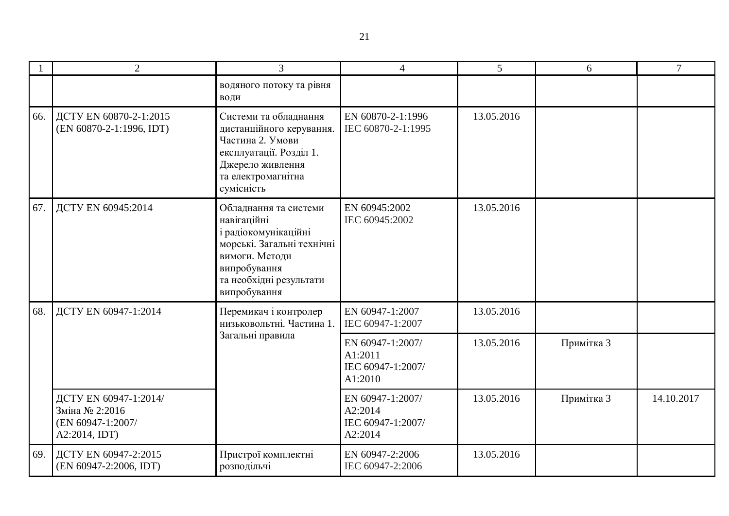| 1 | 2 | 3 | 4 | 5 | 6 | 7 |
|---|---|---|---|---|---|---|
| | | водяного потоку та рівня води | | | | |
| 66. | ДСТУ EN 60870-2-1:2015 (EN 60870-2-1:1996, IDT) | Системи та обладнання дистанційного керування. Частина 2. Умови експлуатації. Розділ 1. Джерело живлення та електромагнітна сумісність | EN 60870-2-1:1996 IEC 60870-2-1:1995 | 13.05.2016 | | |
| 67. | ДСТУ EN 60945:2014 | Обладнання та системи навігаційні і радіокомунікаційні морські. Загальні технічні вимоги. Методи випробування та необхідні результати випробування | EN 60945:2002 IEC 60945:2002 | 13.05.2016 | | |
| 68. | ДСТУ EN 60947-1:2014 | Перемикач і контролер низьковольтні. Частина 1. Загальні правила | EN 60947-1:2007 IEC 60947-1:2007 | 13.05.2016 | | |
| | | | EN 60947-1:2007/ A1:2011 IEC 60947-1:2007/ A1:2010 | 13.05.2016 | Примітка 3 | |
| | ДСТУ EN 60947-1:2014/ Зміна № 2:2016 (EN 60947-1:2007/ A2:2014, IDT) | | EN 60947-1:2007/ A2:2014 IEC 60947-1:2007/ A2:2014 | 13.05.2016 | Примітка 3 | 14.10.2017 |
| 69. | ДСТУ EN 60947-2:2015 (EN 60947-2:2006, IDT) | Пристрої комплектні розподільчі | EN 60947-2:2006 IEC 60947-2:2006 | 13.05.2016 | | |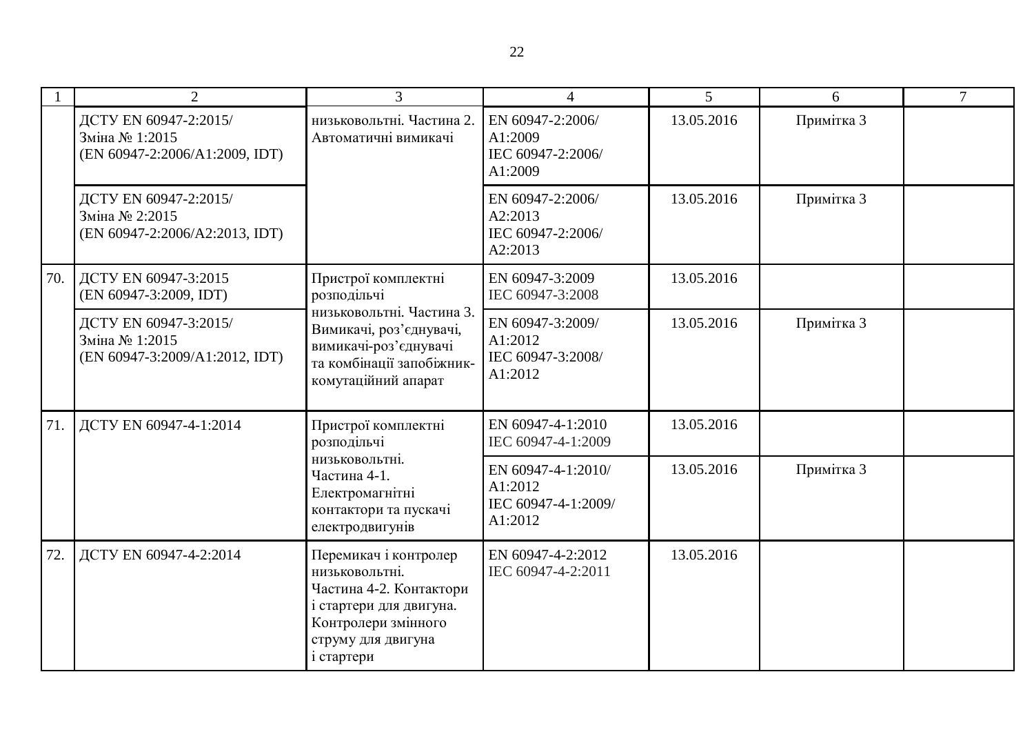| 1 | 2 | 3 | 4 | 5 | 6 | 7 |
|---|---|---|---|---|---|---|
| | ДСТУ EN 60947-2:2015/ Зміна № 1:2015 (EN 60947-2:2006/A1:2009, IDT) | низьковольтні. Частина 2. Автоматичні вимикачі | EN 60947-2:2006/ A1:2009 IEC 60947-2:2006/ A1:2009 | 13.05.2016 | Примітка 3 | |
| | ДСТУ EN 60947-2:2015/ Зміна № 2:2015 (EN 60947-2:2006/A2:2013, IDT) | | EN 60947-2:2006/ A2:2013 IEC 60947-2:2006/ A2:2013 | 13.05.2016 | Примітка 3 | |
| 70. | ДСТУ EN 60947-3:2015 (EN 60947-3:2009, IDT) | Пристрої комплектні розподільчі низьковольтні. Частина 3. Вимикачі, роз'єднувачі, вимикачі-роз'єднувачі та комбінації запобіжник-комутаційний апарат | EN 60947-3:2009 IEC 60947-3:2008 | 13.05.2016 | | |
| | ДСТУ EN 60947-3:2015/ Зміна № 1:2015 (EN 60947-3:2009/A1:2012, IDT) | | EN 60947-3:2009/ A1:2012 IEC 60947-3:2008/ A1:2012 | 13.05.2016 | Примітка 3 | |
| 71. | ДСТУ EN 60947-4-1:2014 | Пристрої комплектні розподільчі низьковольтні. Частина 4-1. Електромагнітні контактори та пускачі електродвигунів | EN 60947-4-1:2010 IEC 60947-4-1:2009 | 13.05.2016 | | |
| | | | EN 60947-4-1:2010/ A1:2012 IEC 60947-4-1:2009/ A1:2012 | 13.05.2016 | Примітка 3 | |
| 72. | ДСТУ EN 60947-4-2:2014 | Перемикач і контролер низьковольтні. Частина 4-2. Контактори і стартери для двигуна. Контролери змінного струму для двигуна і стартери | EN 60947-4-2:2012 IEC 60947-4-2:2011 | 13.05.2016 | | |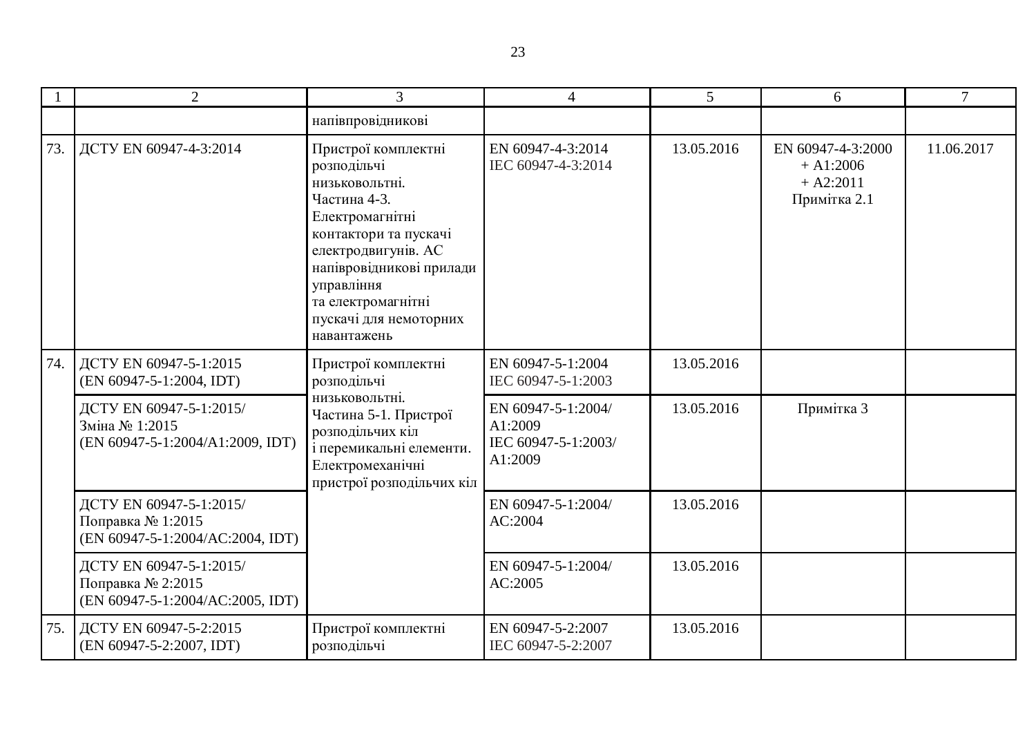| 1 | 2 | 3 | 4 | 5 | 6 | 7 |
|---|---|---|---|---|---|---|
| | | напівпровідникові | | | | |
| 73. | ДСТУ EN 60947-4-3:2014 | Пристрої комплектні розподільчі низьковольтні. Частина 4-3. Електромагнітні контактори та пускачі електродвигунів. AC напівровідникові прилади управління та електромагнітні пускачі для немоторних навантажень | EN 60947-4-3:2014 IEC 60947-4-3:2014 | 13.05.2016 | EN 60947-4-3:2000 + A1:2006 + A2:2011 Примітка 2.1 | 11.06.2017 |
| 74. | ДСТУ EN 60947-5-1:2015 (EN 60947-5-1:2004, IDT) | Пристрої комплектні розподільчі низьковольтні. Частина 5-1. Пристрої розподільчих кіл і перемикальні елементи. Електромеханічні пристрої розподільчих кіл | EN 60947-5-1:2004 IEC 60947-5-1:2003 | 13.05.2016 | | |
| | ДСТУ EN 60947-5-1:2015/ Зміна № 1:2015 (EN 60947-5-1:2004/A1:2009, IDT) | | EN 60947-5-1:2004/ A1:2009 IEC 60947-5-1:2003/ A1:2009 | 13.05.2016 | Примітка 3 | |
| | ДСТУ EN 60947-5-1:2015/ Поправка № 1:2015 (EN 60947-5-1:2004/AC:2004, IDT) | | EN 60947-5-1:2004/ AC:2004 | 13.05.2016 | | |
| | ДСТУ EN 60947-5-1:2015/ Поправка № 2:2015 (EN 60947-5-1:2004/AC:2005, IDT) | | EN 60947-5-1:2004/ AC:2005 | 13.05.2016 | | |
| 75. | ДСТУ EN 60947-5-2:2015 (EN 60947-5-2:2007, IDT) | Пристрої комплектні розподільчі | EN 60947-5-2:2007 IEC 60947-5-2:2007 | 13.05.2016 | | |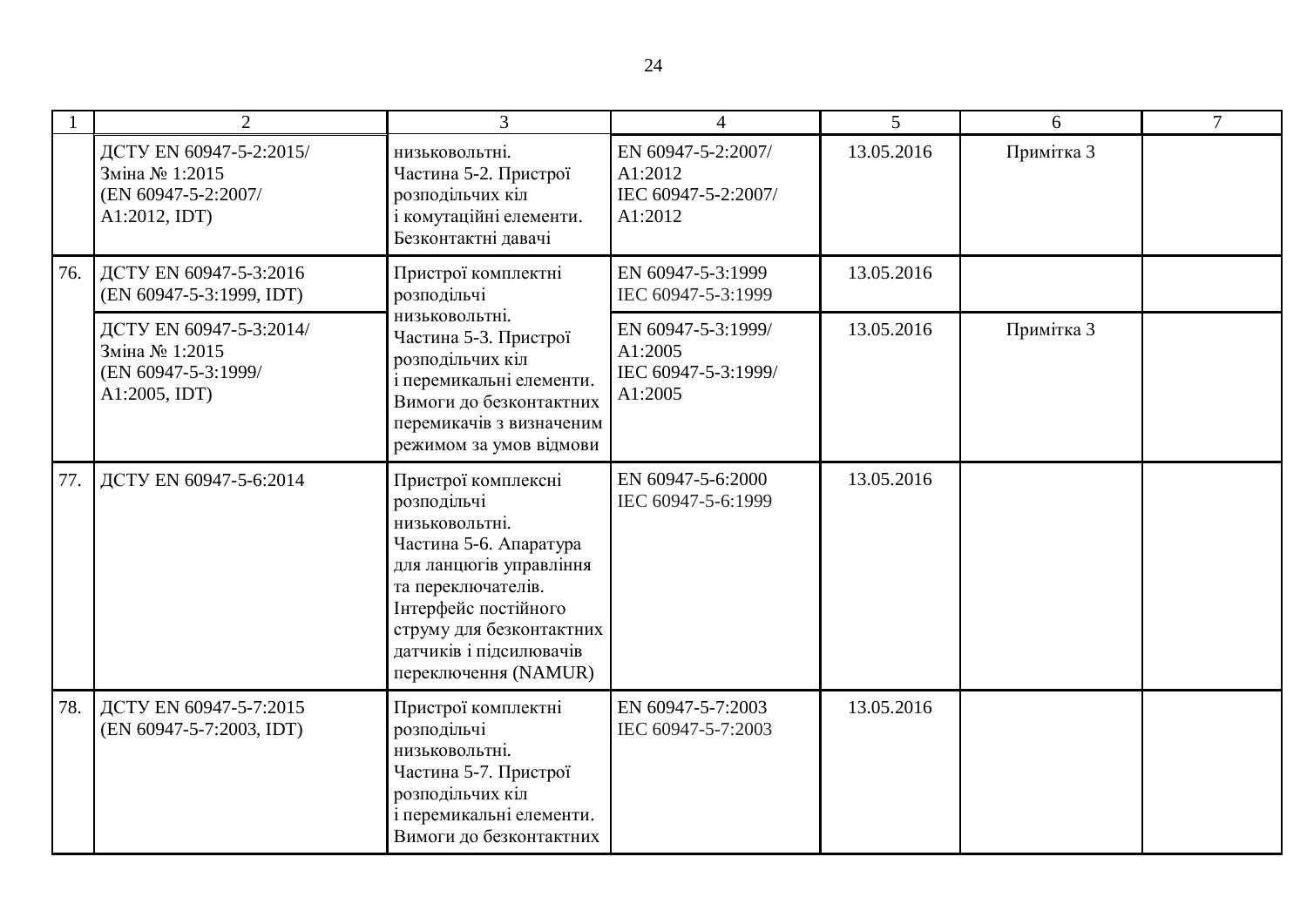| 1 | 2 | 3 | 4 | 5 | 6 | 7 |
|---|---|---|---|---|---|---|
| | ДСТУ EN 60947-5-2:2015/ Зміна № 1:2015 (EN 60947-5-2:2007/ A1:2012, IDT) | низьковольтні. Частина 5-2. Пристрої розподільчих кіл і комутаційні елементи. Безконтактні давачі | EN 60947-5-2:2007/ A1:2012 IEC 60947-5-2:2007/ A1:2012 | 13.05.2016 | Примітка 3 | |
| 76. | ДСТУ EN 60947-5-3:2016 (EN 60947-5-3:1999, IDT) | Пристрої комплектні розподільчі низьковольтні. Частина 5-3. Пристрої розподільчих кіл і перемикальні елементи. Вимоги до безконтактних перемикачів з визначеним режимом за умов відмови | EN 60947-5-3:1999 IEC 60947-5-3:1999 | 13.05.2016 | | |
| | ДСТУ EN 60947-5-3:2014/ Зміна № 1:2015 (EN 60947-5-3:1999/ A1:2005, IDT) | | EN 60947-5-3:1999/ A1:2005 IEC 60947-5-3:1999/ A1:2005 | 13.05.2016 | Примітка 3 | |
| 77. | ДСТУ EN 60947-5-6:2014 | Пристрої комплексні розподільчі низьковольтні. Частина 5-6. Апаратура для ланцюгів управління та переключателів. Інтерфейс постійного струму для безконтактних датчиків і підсилювачів переключення (NAMUR) | EN 60947-5-6:2000 IEC 60947-5-6:1999 | 13.05.2016 | | |
| 78. | ДСТУ EN 60947-5-7:2015 (EN 60947-5-7:2003, IDT) | Пристрої комплектні розподільчі низьковольтні. Частина 5-7. Пристрої розподільчих кіл і перемикальні елементи. Вимоги до безконтактних | EN 60947-5-7:2003 IEC 60947-5-7:2003 | 13.05.2016 | | |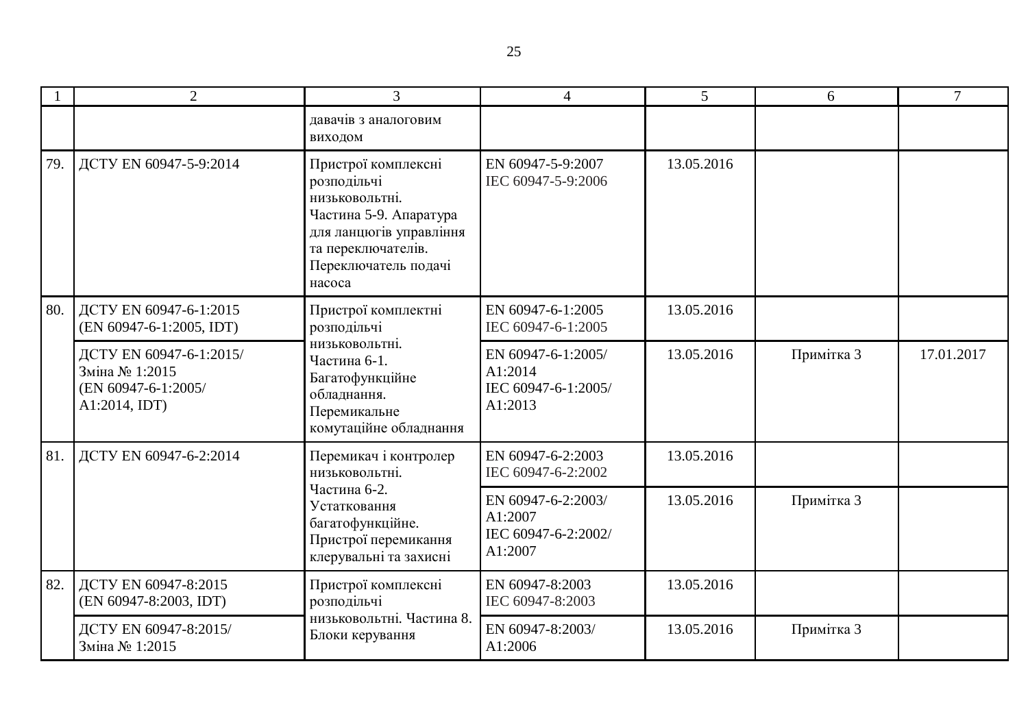| 1 | 2 | 3 | 4 | 5 | 6 | 7 |
|---|---|---|---|---|---|---|
| | | давачів з аналоговим виходом | | | | |
| 79. | ДСТУ EN 60947-5-9:2014 | Пристрої комплексні розподільчі низьковольтні. Частина 5-9. Апаратура для ланцюгів управління та переключателів. Переключатель подачі насоса | EN 60947-5-9:2007 IEC 60947-5-9:2006 | 13.05.2016 | | |
| 80. | ДСТУ EN 60947-6-1:2015 (EN 60947-6-1:2005, IDT) | Пристрої комплектні розподільчі низьковольтні. Частина 6-1. Багатофункційне обладнання. Перемикальне комутаційне обладнання | EN 60947-6-1:2005 IEC 60947-6-1:2005 | 13.05.2016 | | |
| | ДСТУ EN 60947-6-1:2015/ Зміна № 1:2015 (EN 60947-6-1:2005/ A1:2014, IDT) | | EN 60947-6-1:2005/ A1:2014 IEC 60947-6-1:2005/ A1:2013 | 13.05.2016 | Примітка 3 | 17.01.2017 |
| 81. | ДСТУ EN 60947-6-2:2014 | Перемикач і контролер низьковольтні. Частина 6-2. Устаткування багатофункційне. Пристрої перемикання клерувальні та захисні | EN 60947-6-2:2003 IEC 60947-6-2:2002 | 13.05.2016 | | |
| | | | EN 60947-6-2:2003/ A1:2007 IEC 60947-6-2:2002/ A1:2007 | 13.05.2016 | Примітка 3 | |
| 82. | ДСТУ EN 60947-8:2015 (EN 60947-8:2003, IDT) | Пристрої комплексні розподільчі низьковольтні. Частина 8. Блоки керування | EN 60947-8:2003 IEC 60947-8:2003 | 13.05.2016 | | |
| | ДСТУ EN 60947-8:2015/ Зміна № 1:2015 | | EN 60947-8:2003/ A1:2006 | 13.05.2016 | Примітка 3 | |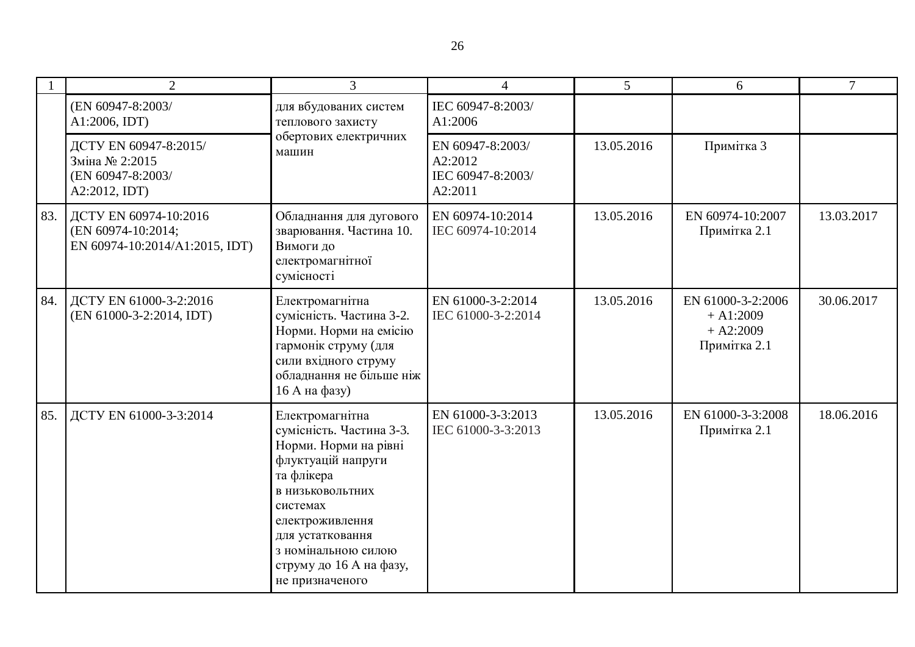| 1 | 2 | 3 | 4 | 5 | 6 | 7 |
|---|---|---|---|---|---|---|
| | (EN 60947-8:2003/ A1:2006, IDT) | для вбудованих систем теплового захисту обертових електричних машин | IEC 60947-8:2003/ A1:2006 | | | |
| | ДСТУ EN 60947-8:2015/ Зміна № 2:2015 (EN 60947-8:2003/ A2:2012, IDT) | | EN 60947-8:2003/ A2:2012 IEC 60947-8:2003/ A2:2011 | 13.05.2016 | Примітка 3 | |
| 83. | ДСТУ EN 60974-10:2016 (EN 60974-10:2014; EN 60974-10:2014/A1:2015, IDT) | Обладнання для дугового зварювання. Частина 10. Вимоги до електромагнітної сумісності | EN 60974-10:2014 IEC 60974-10:2014 | 13.05.2016 | EN 60974-10:2007 Примітка 2.1 | 13.03.2017 |
| 84. | ДСТУ EN 61000-3-2:2016 (EN 61000-3-2:2014, IDT) | Електромагнітна сумісність. Частина 3-2. Норми. Норми на емісію гармонік струму (для сили вхідного струму обладнання не більше ніж 16 А на фазу) | EN 61000-3-2:2014 IEC 61000-3-2:2014 | 13.05.2016 | EN 61000-3-2:2006 + A1:2009 + A2:2009 Примітка 2.1 | 30.06.2017 |
| 85. | ДСТУ EN 61000-3-3:2014 | Електромагнітна сумісність. Частина 3-3. Норми. Норми на рівні флуктуацій напруги та флікера в низьковольтних системах електроживлення для устатковання з номінальною силою струму до 16 А на фазу, не призначеного | EN 61000-3-3:2013 IEC 61000-3-3:2013 | 13.05.2016 | EN 61000-3-3:2008 Примітка 2.1 | 18.06.2016 |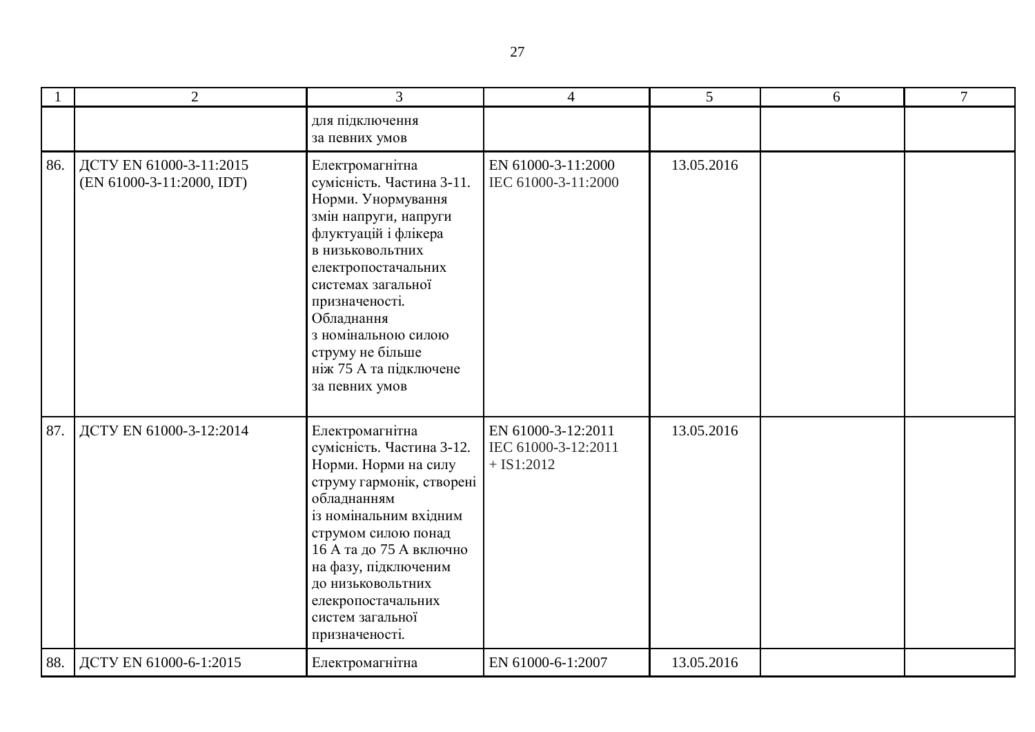| 1 | 2 | 3 | 4 | 5 | 6 | 7 |
|---|---|---|---|---|---|---|
| | | для підключення за певних умов | | | | |
| 86. | ДСТУ EN 61000-3-11:2015 (EN 61000-3-11:2000, IDT) | Електромагнітна сумісність. Частина 3-11. Норми. Унормування змін напруги, напруги флуктуацій і флікера в низьковольтних електропостачальних системах загальної призначеності. Обладнання з номінальною силою струму не більше ніж 75 А та підключене за певних умов | EN 61000-3-11:2000 IEC 61000-3-11:2000 | 13.05.2016 | | |
| 87. | ДСТУ EN 61000-3-12:2014 | Електромагнітна сумісність. Частина 3-12. Норми. Норми на силу струму гармонік, створені обладнанням із номінальним вхідним струмом силою понад 16 А та до 75 А включно на фазу, підключеним до низьковольтних елекропостачальних систем загальної призначеності. | EN 61000-3-12:2011 IEC 61000-3-12:2011 + IS1:2012 | 13.05.2016 | | |
| 88. | ДСТУ EN 61000-6-1:2015 | Електромагнітна | EN 61000-6-1:2007 | 13.05.2016 | | |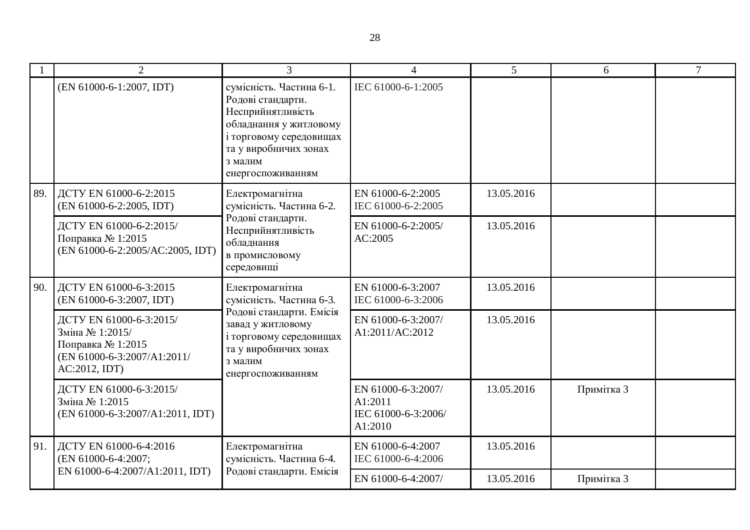| 1 | 2 | 3 | 4 | 5 | 6 | 7 |
|---|---|---|---|---|---|---|
| | (EN 61000-6-1:2007, IDT) | сумісність. Частина 6-1. Родові стандарти. Несприйнятливість обладнання у житловому і торговому середовищах та у виробничих зонах з малим енергоспоживанням | IEC 61000-6-1:2005 | | | |
| 89. | ДСТУ EN 61000-6-2:2015 (EN 61000-6-2:2005, IDT) | Електромагнітна сумісність. Частина 6-2. Родові стандарти. Несприйнятливість обладнання в промисловому середовищі | EN 61000-6-2:2005 IEC 61000-6-2:2005 | 13.05.2016 | | |
| | ДСТУ EN 61000-6-2:2015/ Поправка № 1:2015 (EN 61000-6-2:2005/AC:2005, IDT) | | EN 61000-6-2:2005/ AC:2005 | 13.05.2016 | | |
| 90. | ДСТУ EN 61000-6-3:2015 (EN 61000-6-3:2007, IDT) | Електромагнітна сумісність. Частина 6-3. Родові стандарти. Емісія завад у житловому і торговому середовищах та у виробничих зонах з малим енергоспоживанням | EN 61000-6-3:2007 IEC 61000-6-3:2006 | 13.05.2016 | | |
| | ДСТУ EN 61000-6-3:2015/ Зміна № 1:2015/ Поправка № 1:2015 (EN 61000-6-3:2007/A1:2011/ AC:2012, IDT) | | EN 61000-6-3:2007/ A1:2011/AC:2012 | 13.05.2016 | | |
| | ДСТУ EN 61000-6-3:2015/ Зміна № 1:2015 (EN 61000-6-3:2007/A1:2011, IDT) | | EN 61000-6-3:2007/ A1:2011 IEC 61000-6-3:2006/ A1:2010 | 13.05.2016 | Примітка 3 | |
| 91. | ДСТУ EN 61000-6-4:2016 (EN 61000-6-4:2007; EN 61000-6-4:2007/A1:2011, IDT) | Електромагнітна сумісність. Частина 6-4. Родові стандарти. Емісія | EN 61000-6-4:2007 IEC 61000-6-4:2006 | 13.05.2016 | | |
| | | | EN 61000-6-4:2007/ | 13.05.2016 | Примітка 3 | |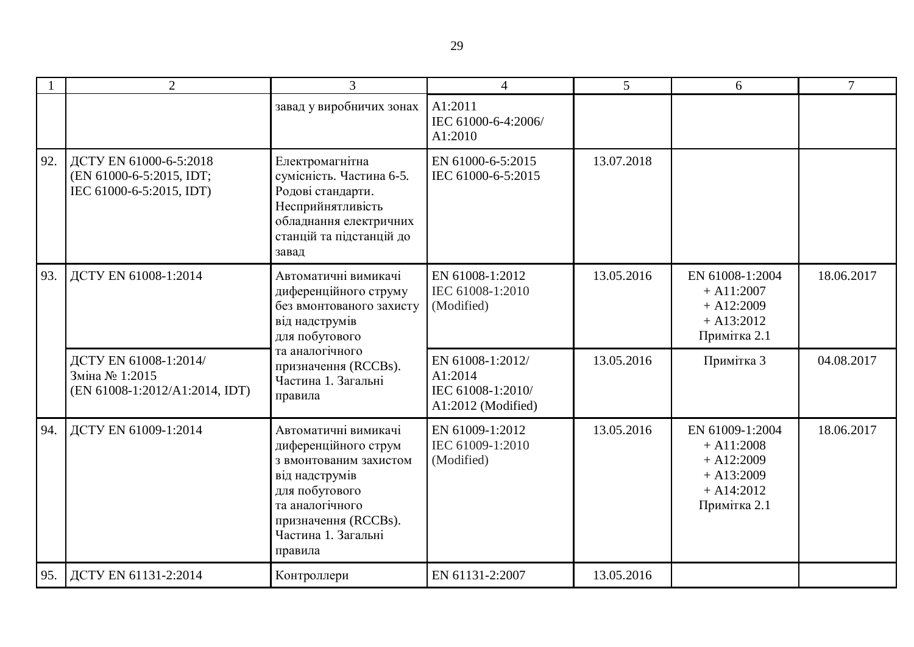| 1 | 2 | 3 | 4 | 5 | 6 | 7 |
|---|---|---|---|---|---|---|
| | | завад у виробничих зонах | A1:2011<br>IEC 61000-6-4:2006/<br>A1:2010 | | | |
| 92. | ДСТУ EN 61000-6-5:2018<br>(EN 61000-6-5:2015, IDT;<br>IEC 61000-6-5:2015, IDT) | Електромагнітна сумісність. Частина 6-5. Родові стандарти. Несприйнятливість обладнання електричних станцій та підстанцій до завад | EN 61000-6-5:2015<br>IEC 61000-6-5:2015 | 13.07.2018 | | |
| 93. | ДСТУ EN 61008-1:2014 | Автоматичні вимикачі диференційного струму без вмонтованого захисту від надструмів для побутового та аналогічного призначення (RCCBs). Частина 1. Загальні правила | EN 61008-1:2012<br>IEC 61008-1:2010<br>(Modified) | 13.05.2016 | EN 61008-1:2004<br>+ A11:2007<br>+ A12:2009<br>+ A13:2012<br>Примітка 2.1 | 18.06.2017 |
| | ДСТУ EN 61008-1:2014/<br>Зміна № 1:2015<br>(EN 61008-1:2012/A1:2014, IDT) | | EN 61008-1:2012/<br>A1:2014<br>IEC 61008-1:2010/<br>A1:2012 (Modified) | 13.05.2016 | Примітка 3 | 04.08.2017 |
| 94. | ДСТУ EN 61009-1:2014 | Автоматичні вимикачі диференційного струм з вмонтованим захистом від надструмів для побутового та аналогічного призначення (RCCBs). Частина 1. Загальні правила | EN 61009-1:2012<br>IEC 61009-1:2010<br>(Modified) | 13.05.2016 | EN 61009-1:2004<br>+ A11:2008<br>+ A12:2009<br>+ A13:2009<br>+ A14:2012<br>Примітка 2.1 | 18.06.2017 |
| 95. | ДСТУ EN 61131-2:2014 | Контроллери | EN 61131-2:2007 | 13.05.2016 | | |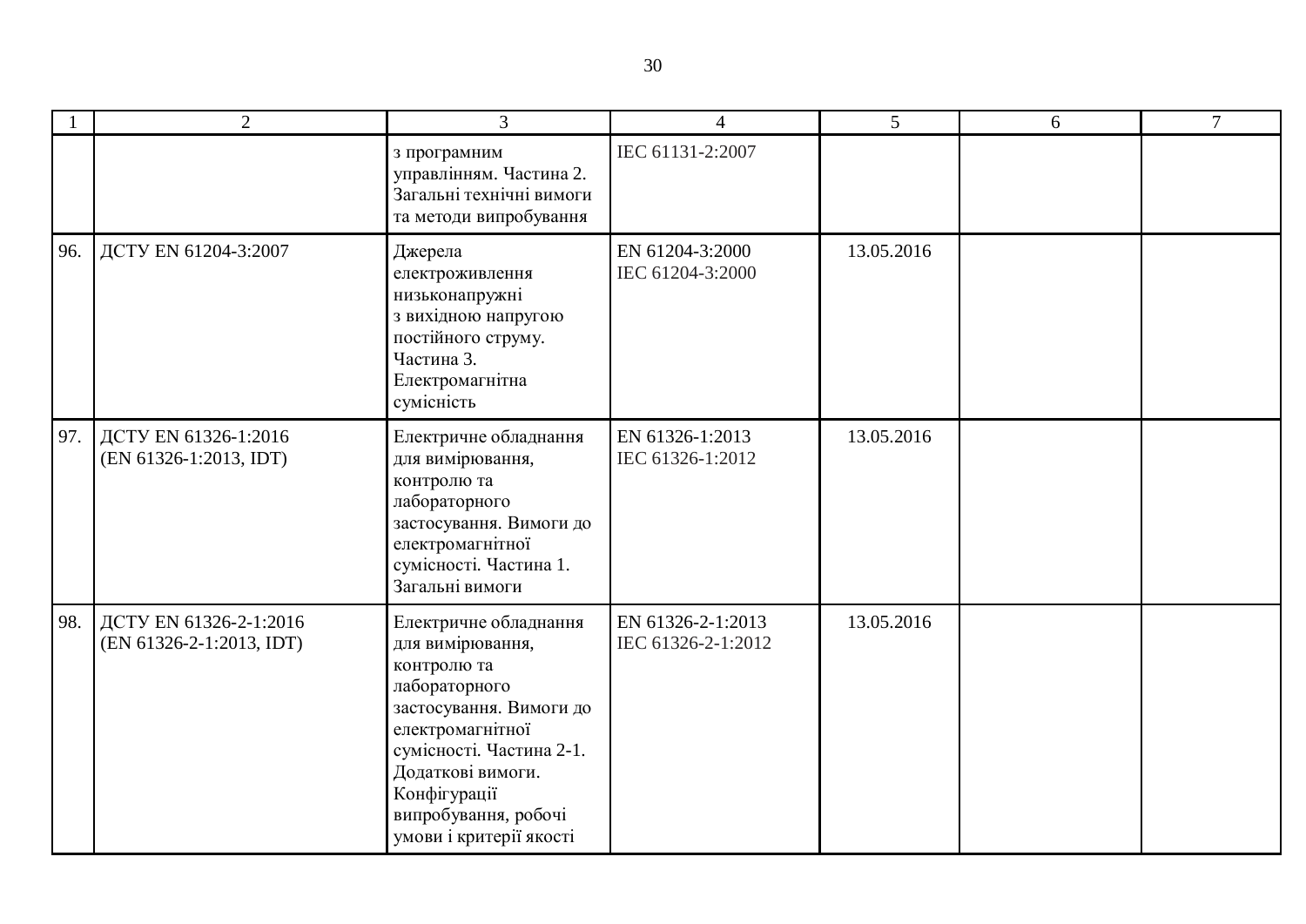| 1 | 2 | 3 | 4 | 5 | 6 | 7 |
|---|---|---|---|---|---|---|
| | | з програмним управлінням. Частина 2. Загальні технічні вимоги та методи випробування | IEC 61131-2:2007 | | | |
| 96. | ДСТУ EN 61204-3:2007 | Джерела електроживлення низьконапружні з вихідною напругою постійного струму. Частина 3. Електромагнітна сумісність | EN 61204-3:2000 IEC 61204-3:2000 | 13.05.2016 | | |
| 97. | ДСТУ EN 61326-1:2016 (EN 61326-1:2013, IDT) | Електричне обладнання для вимірювання, контролю та лабораторного застосування. Вимоги до електромагнітної сумісності. Частина 1. Загальні вимоги | EN 61326-1:2013 IEC 61326-1:2012 | 13.05.2016 | | |
| 98. | ДСТУ EN 61326-2-1:2016 (EN 61326-2-1:2013, IDT) | Електричне обладнання для вимірювання, контролю та лабораторного застосування. Вимоги до електромагнітної сумісності. Частина 2-1. Додаткові вимоги. Конфігурації випробування, робочі умови і критерії якості | EN 61326-2-1:2013 IEC 61326-2-1:2012 | 13.05.2016 | | |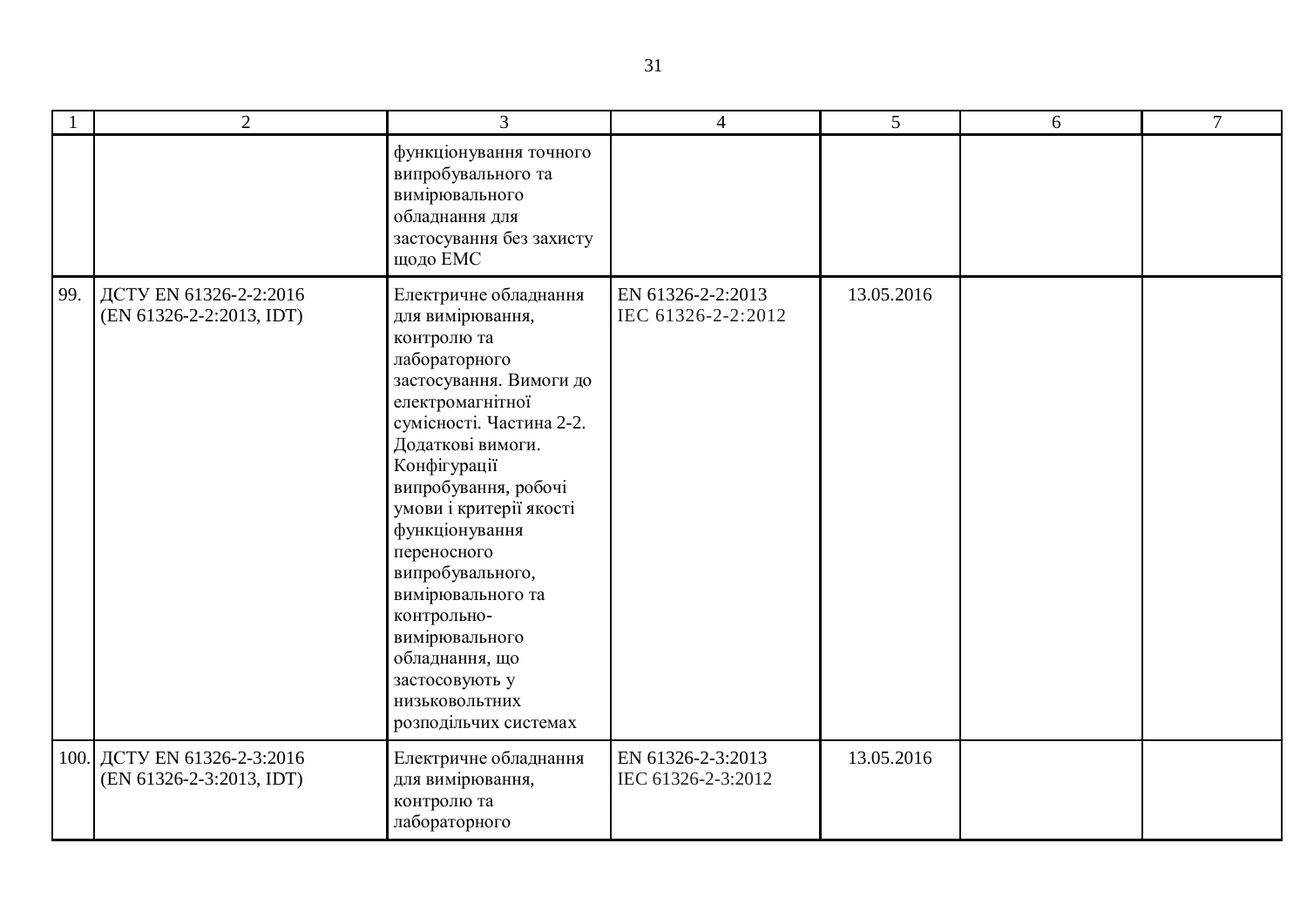| 1 | 2 | 3 | 4 | 5 | 6 | 7 |
|---|---|---|---|---|---|---|
| | | функціонування точного випробувального та вимірювального обладнання для застосування без захисту щодо ЕМС | | | | |
| 99. | ДСТУ EN 61326-2-2:2016 (EN 61326-2-2:2013, IDT) | Електричне обладнання для вимірювання, контролю та лабораторного застосування. Вимоги до електромагнітної сумісності. Частина 2-2. Додаткові вимоги. Конфігурації випробування, робочі умови і критерії якості функціонування переносного випробувального, вимірювального та контрольно-вимірювального обладнання, що застосовують у низьковольтних розподільчих системах | EN 61326-2-2:2013 IEC 61326-2-2:2012 | 13.05.2016 | | |
| 100. | ДСТУ EN 61326-2-3:2016 (EN 61326-2-3:2013, IDT) | Електричне обладнання для вимірювання, контролю та лабораторного | EN 61326-2-3:2013 IEC 61326-2-3:2012 | 13.05.2016 | | |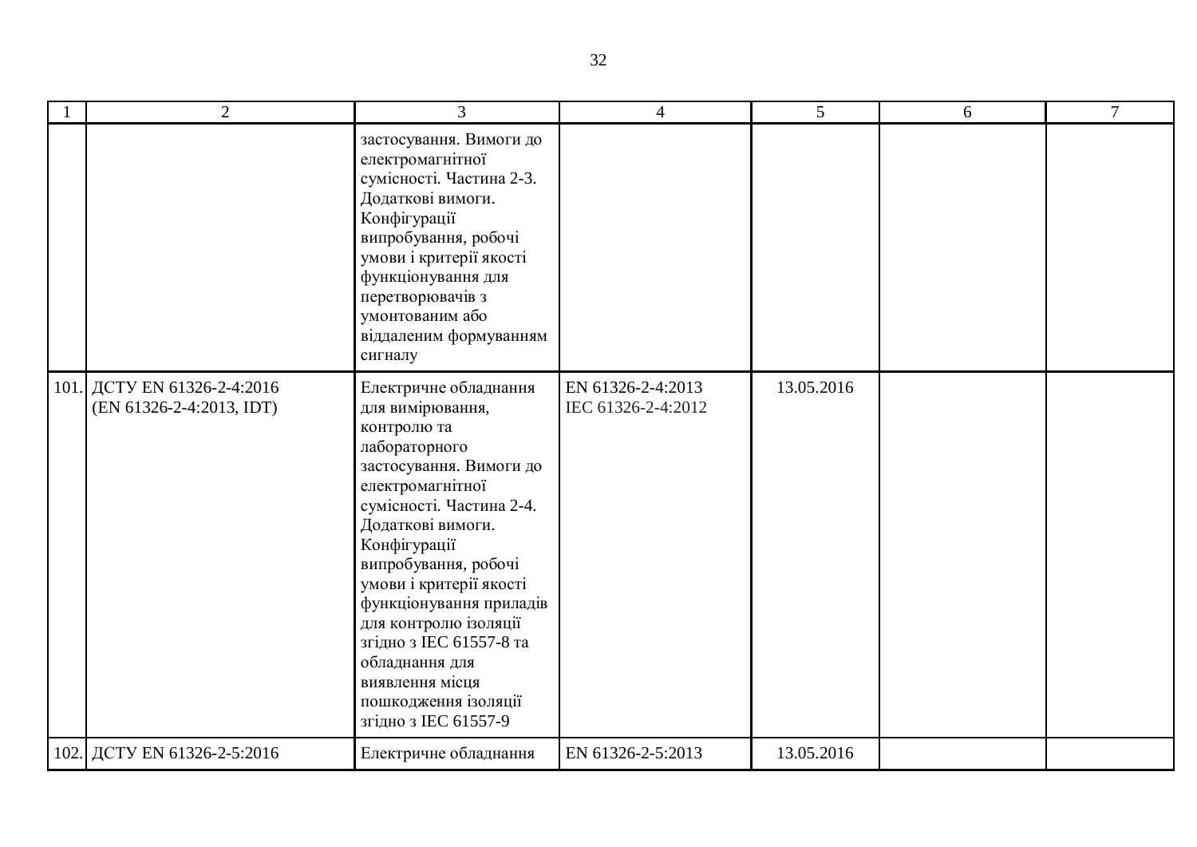| 1 | 2 | 3 | 4 | 5 | 6 | 7 |
|---|---|---|---|---|---|---|
| | | застосування. Вимоги до електромагнітної сумісності. Частина 2-3. Додаткові вимоги. Конфігурації випробування, робочі умови і критерії якості функціонування для перетворювачів з умонтованим або віддаленим формуванням сигналу | | | | |
| 101. | ДСТУ EN 61326-2-4:2016 (EN 61326-2-4:2013, IDT) | Електричне обладнання для вимірювання, контролю та лабораторного застосування. Вимоги до електромагнітної сумісності. Частина 2-4. Додаткові вимоги. Конфігурації випробування, робочі умови і критерії якості функціонування приладів для контролю ізоляції згідно з IEC 61557-8 та обладнання для виявлення місця пошкодження ізоляції згідно з IEC 61557-9 | EN 61326-2-4:2013 IEC 61326-2-4:2012 | 13.05.2016 | | |
| 102. | ДСТУ EN 61326-2-5:2016 | Електричне обладнання | EN 61326-2-5:2013 | 13.05.2016 | | |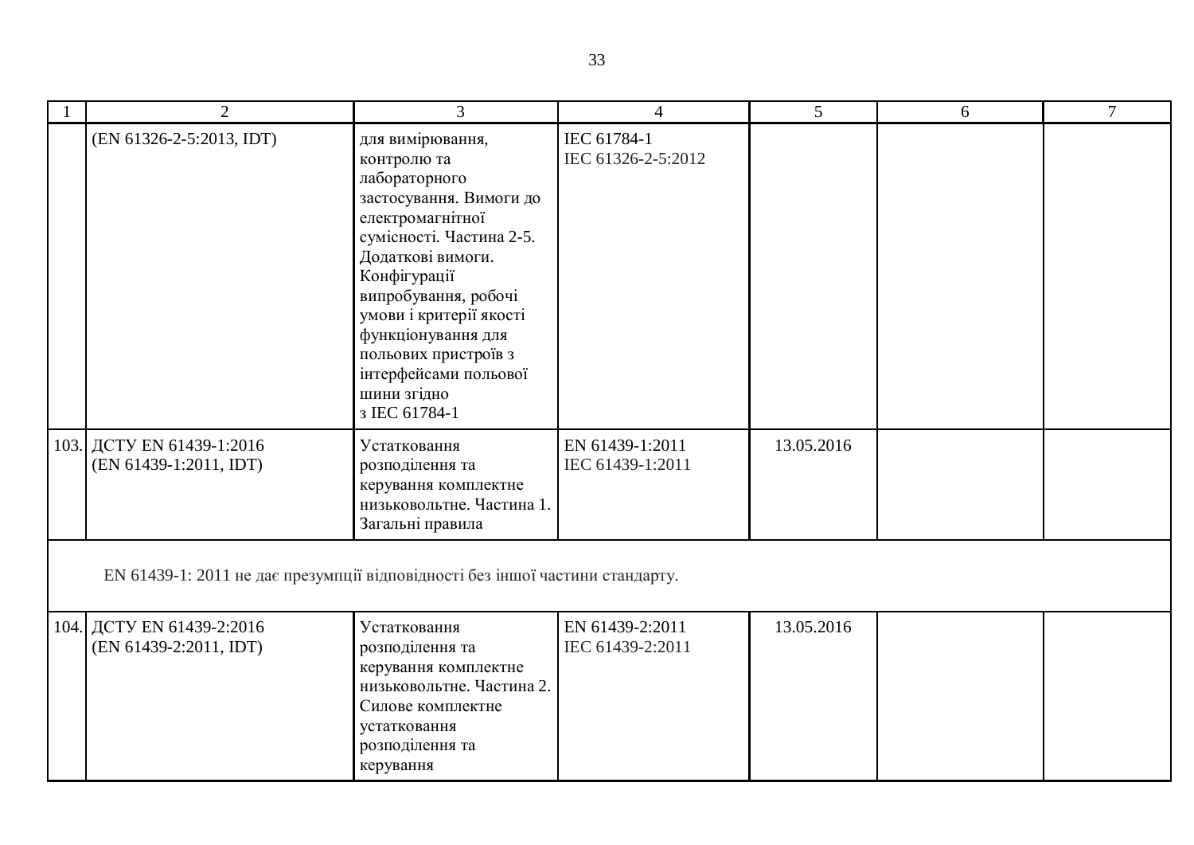| 1 | 2 | 3 | 4 | 5 | 6 | 7 |
|---|---|---|---|---|---|---|
| | (EN 61326-2-5:2013, IDT) | для вимірювання, контролю та лабораторного застосування. Вимоги до електромагнітної сумісності. Частина 2-5. Додаткові вимоги. Конфігурації випробування, робочі умови і критерії якості функціонування для польових пристроїв з інтерфейсами польової шини згідно з IEC 61784-1 | IEC 61784-1<br>IEC 61326-2-5:2012 | | | |
| 103. | ДСТУ EN 61439-1:2016<br>(EN 61439-1:2011, IDT) | Устатковання розподілення та керування комплектне низьковольтне. Частина 1. Загальні правила | EN 61439-1:2011<br>IEC 61439-1:2011 | 13.05.2016 | | |
| EN 61439-1: 2011 не дає презумпції відповідності без іншої частини стандарту. | | | | | | |
| 104. | ДСТУ EN 61439-2:2016<br>(EN 61439-2:2011, IDT) | Устатковання розподілення та керування комплектне низьковольтне. Частина 2. Силове комплектне устатковання розподілення та керування | EN 61439-2:2011<br>IEC 61439-2:2011 | 13.05.2016 | | |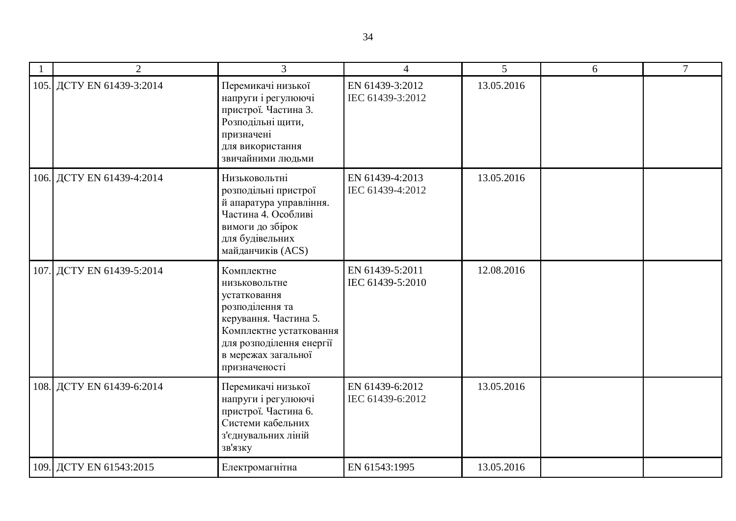| 1 | 2 | 3 | 4 | 5 | 6 | 7 |
|---|---|---|---|---|---|---|
| 105. | ДСТУ EN 61439-3:2014 | Перемикачі низької напруги і регулюючі пристрої. Частина 3. Розподільні щити, призначені для використання звичайними людьми | EN 61439-3:2012 IEC 61439-3:2012 | 13.05.2016 | | |
| 106. | ДСТУ EN 61439-4:2014 | Низьковольтні розподільні пристрої й апаратура управління. Частина 4. Особливі вимоги до збірок для будівельних майданчиків (ACS) | EN 61439-4:2013 IEC 61439-4:2012 | 13.05.2016 | | |
| 107. | ДСТУ EN 61439-5:2014 | Комплектне низьковольтне устатковання розподілення та керування. Частина 5. Комплектне устатковання для розподілення енергії в мережах загальної призначеності | EN 61439-5:2011 IEC 61439-5:2010 | 12.08.2016 | | |
| 108. | ДСТУ EN 61439-6:2014 | Перемикачі низької напруги і регулюючі пристрої. Частина 6. Системи кабельних з'єднувальних ліній зв'язку | EN 61439-6:2012 IEC 61439-6:2012 | 13.05.2016 | | |
| 109. | ДСТУ EN 61543:2015 | Електромагнітна | EN 61543:1995 | 13.05.2016 | | |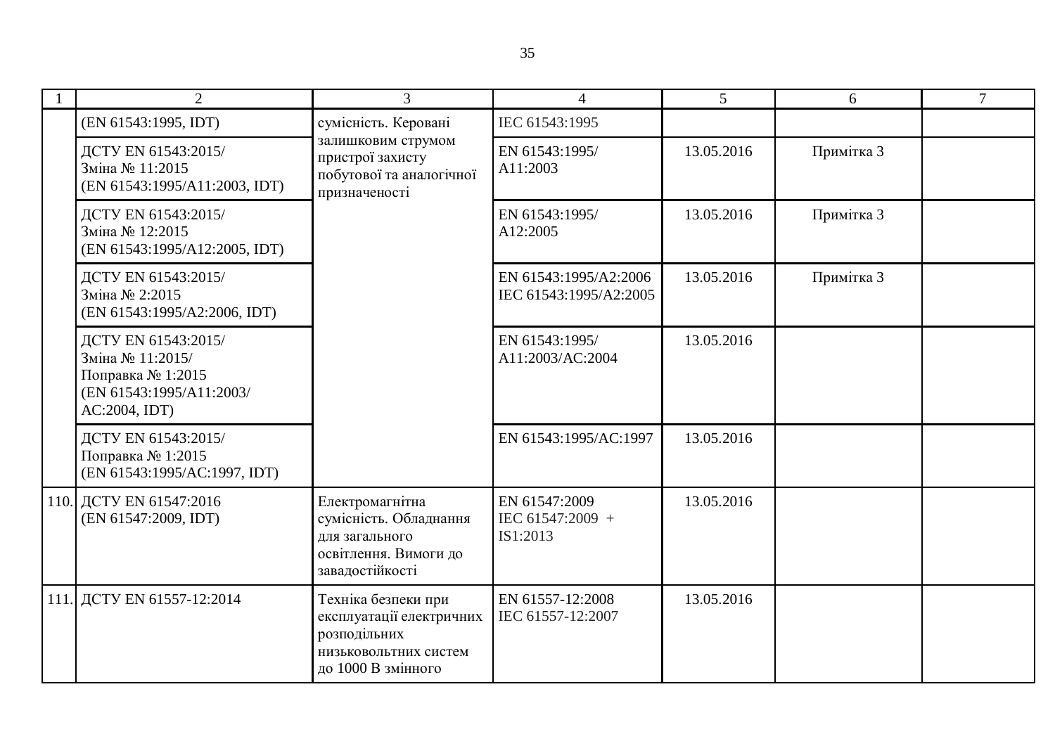| 1 | 2 | 3 | 4 | 5 | 6 | 7 |
|---|---|---|---|---|---|---|
| | (EN 61543:1995, IDT) | сумісність. Керовані залишковим струмом пристрої захисту побутової та аналогічної призначеності | IEC 61543:1995 | | | |
| | ДСТУ EN 61543:2015/ Зміна № 11:2015 (EN 61543:1995/A11:2003, IDT) | | EN 61543:1995/ A11:2003 | 13.05.2016 | Примітка 3 | |
| | ДСТУ EN 61543:2015/ Зміна № 12:2015 (EN 61543:1995/A12:2005, IDT) | | EN 61543:1995/ A12:2005 | 13.05.2016 | Примітка 3 | |
| | ДСТУ EN 61543:2015/ Зміна № 2:2015 (EN 61543:1995/A2:2006, IDT) | | EN 61543:1995/A2:2006 IEC 61543:1995/A2:2005 | 13.05.2016 | Примітка 3 | |
| | ДСТУ EN 61543:2015/ Зміна № 11:2015/ Поправка № 1:2015 (EN 61543:1995/A11:2003/ AC:2004, IDT) | | EN 61543:1995/ A11:2003/AC:2004 | 13.05.2016 | | |
| | ДСТУ EN 61543:2015/ Поправка № 1:2015 (EN 61543:1995/AC:1997, IDT) | | EN 61543:1995/AC:1997 | 13.05.2016 | | |
| 110. | ДСТУ EN 61547:2016 (EN 61547:2009, IDT) | Електромагнітна сумісність. Обладнання для загального освітлення. Вимоги до завадостійкості | EN 61547:2009 IEC 61547:2009 + IS1:2013 | 13.05.2016 | | |
| 111. | ДСТУ EN 61557-12:2014 | Техніка безпеки при експлуатації електричних розподільних низьковольтних систем до 1000 В змінного | EN 61557-12:2008 IEC 61557-12:2007 | 13.05.2016 | | |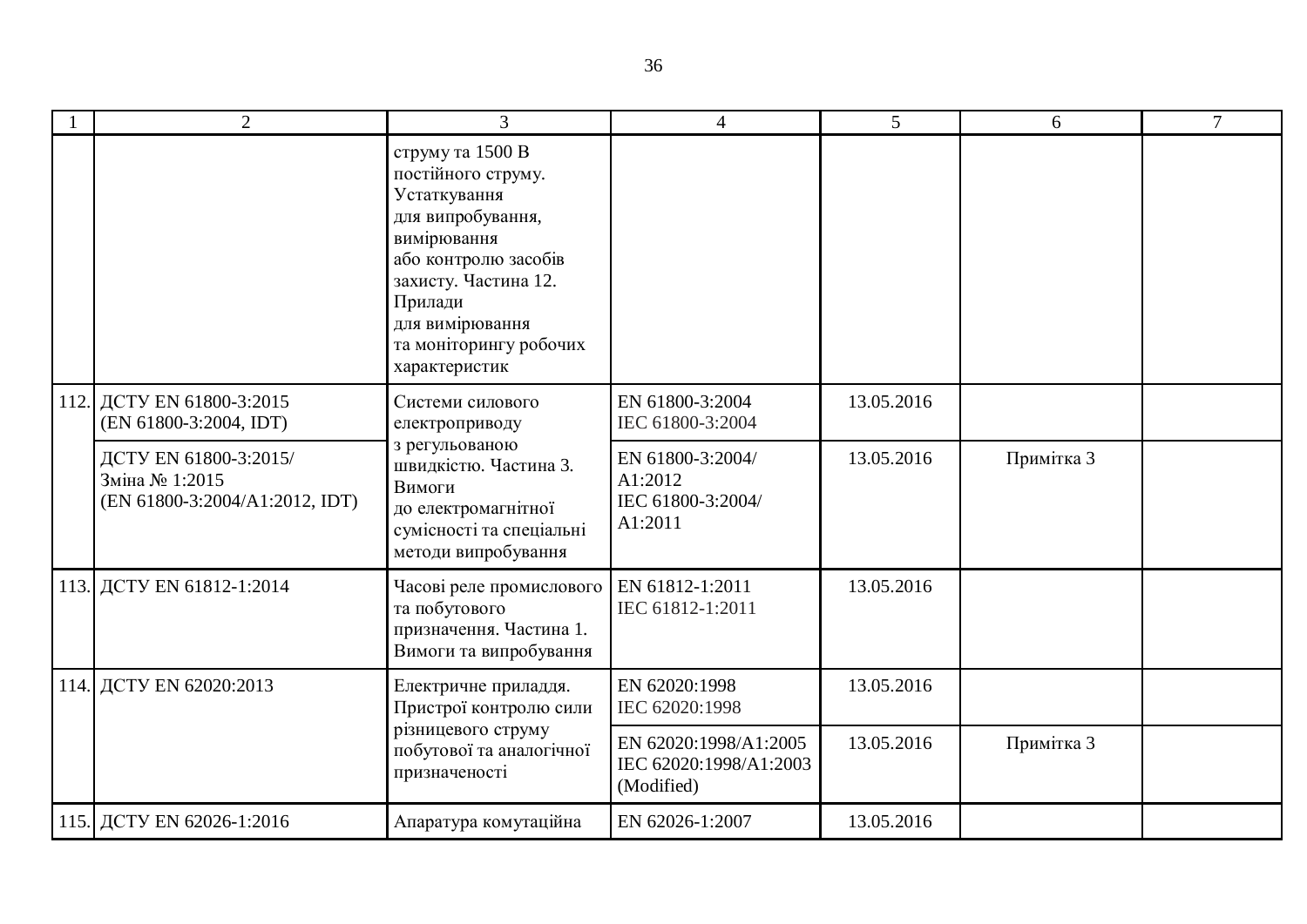| 1 | 2 | 3 | 4 | 5 | 6 | 7 |
|---|---|---|---|---|---|---|
| | | струму та 1500 В постійного струму. Устаткування для випробування, вимірювання або контролю засобів захисту. Частина 12. Прилади для вимірювання та моніторингу робочих характеристик | | | | |
| 112. | ДСТУ EN 61800-3:2015 (EN 61800-3:2004, IDT) | Системи силового електроприводу з регульованою швидкістю. Частина 3. Вимоги до електромагнітної сумісності та спеціальні методи випробування | EN 61800-3:2004 IEC 61800-3:2004 | 13.05.2016 | | |
| | ДСТУ EN 61800-3:2015/ Зміна № 1:2015 (EN 61800-3:2004/A1:2012, IDT) | | EN 61800-3:2004/ A1:2012 IEC 61800-3:2004/ A1:2011 | 13.05.2016 | Примітка 3 | |
| 113. | ДСТУ EN 61812-1:2014 | Часові реле промислового та побутового призначення. Частина 1. Вимоги та випробування | EN 61812-1:2011 IEC 61812-1:2011 | 13.05.2016 | | |
| 114. | ДСТУ EN 62020:2013 | Електричне приладдя. Пристрої контролю сили різницевого струму побутової та аналогічної призначеності | EN 62020:1998 IEC 62020:1998 | 13.05.2016 | | |
| | | | EN 62020:1998/A1:2005 IEC 62020:1998/A1:2003 (Modified) | 13.05.2016 | Примітка 3 | |
| 115. | ДСТУ EN 62026-1:2016 | Апаратура комутаційна | EN 62026-1:2007 | 13.05.2016 | | |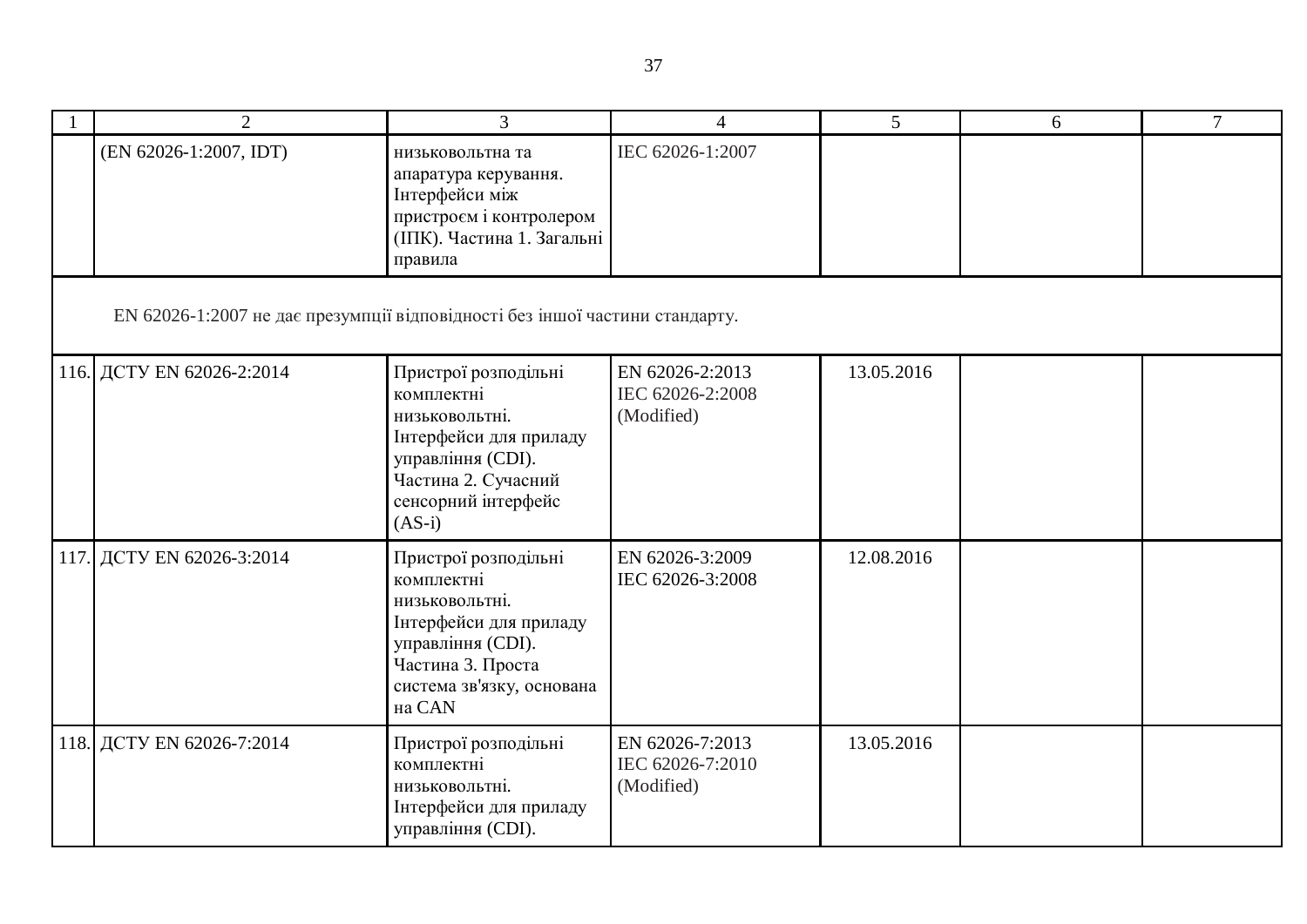| 1 | 2 | 3 | 4 | 5 | 6 | 7 |
|---|---|---|---|---|---|---|
| | (EN 62026-1:2007, IDT) | низьковольтна та апаратура керування. Інтерфейси між пристроєм і контролером (ІПК). Частина 1. Загальні правила | IEC 62026-1:2007 | | | |
| EN 62026-1:2007 не дає презумпції відповідності без іншої частини стандарту. | | | | | | |
| 116. | ДСТУ EN 62026-2:2014 | Пристрої розподільні комплектні низьковольтні. Інтерфейси для приладу управління (CDI). Частина 2. Сучасний сенсорний інтерфейс (AS-i) | EN 62026-2:2013 IEC 62026-2:2008 (Modified) | 13.05.2016 | | |
| 117. | ДСТУ EN 62026-3:2014 | Пристрої розподільні комплектні низьковольтні. Інтерфейси для приладу управління (CDI). Частина 3. Проста система зв'язку, основана на CAN | EN 62026-3:2009 IEC 62026-3:2008 | 12.08.2016 | | |
| 118. | ДСТУ EN 62026-7:2014 | Пристрої розподільні комплектні низьковольтні. Інтерфейси для приладу управління (CDI). | EN 62026-7:2013 IEC 62026-7:2010 (Modified) | 13.05.2016 | | |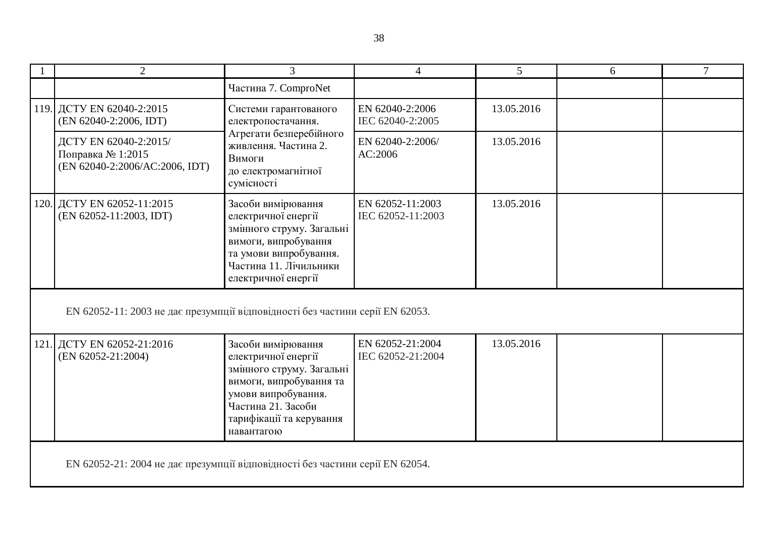| 1 | 2 | 3 | 4 | 5 | 6 | 7 |
|---|---|---|---|---|---|---|
| | | Частина 7. ComproNet | | | | |
| 119. | ДСТУ EN 62040-2:2015 (EN 62040-2:2006, IDT) | Системи гарантованого електропостачання. Агрегати безперебійного живлення. Частина 2. Вимоги до електромагнітної сумісності | EN 62040-2:2006 IEC 62040-2:2005 | 13.05.2016 | | |
| | ДСТУ EN 62040-2:2015/ Поправка № 1:2015 (EN 62040-2:2006/AC:2006, IDT) | | EN 62040-2:2006/ AC:2006 | 13.05.2016 | | |
| 120. | ДСТУ EN 62052-11:2015 (EN 62052-11:2003, IDT) | Засоби вимірювання електричної енергії змінного струму. Загальні вимоги, випробування та умови випробування. Частина 11. Лічильники електричної енергії | EN 62052-11:2003 IEC 62052-11:2003 | 13.05.2016 | | |
| EN 62052-11: 2003 не дає презумпції відповідності без частини серії EN 62053. | | | | | | |
| 121. | ДСТУ EN 62052-21:2016 (EN 62052-21:2004) | Засоби вимірювання електричної енергії змінного струму. Загальні вимоги, випробування та умови випробування. Частина 21. Засоби тарифікації та керування навантагою | EN 62052-21:2004 IEC 62052-21:2004 | 13.05.2016 | | |
| EN 62052-21: 2004 не дає презумпції відповідності без частини серії EN 62054. | | | | | | |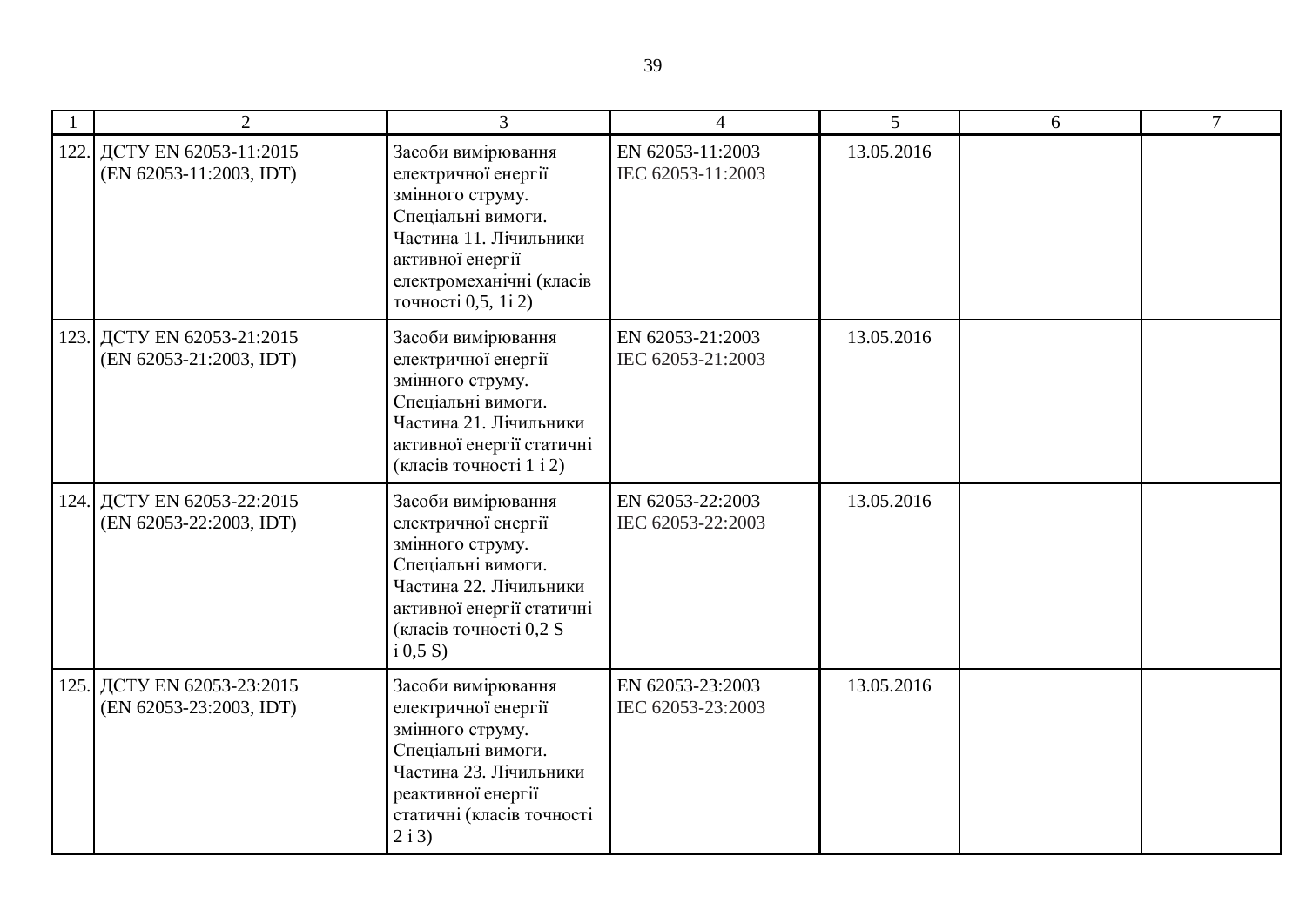| 1 | 2 | 3 | 4 | 5 | 6 | 7 |
|---|---|---|---|---|---|---|
| 122. | ДСТУ EN 62053-11:2015 (EN 62053-11:2003, IDT) | Засоби вимірювання електричної енергії змінного струму. Спеціальні вимоги. Частина 11. Лічильники активної енергії електромеханічні (класів точності 0,5, 1і 2) | EN 62053-11:2003 IEC 62053-11:2003 | 13.05.2016 | | |
| 123. | ДСТУ EN 62053-21:2015 (EN 62053-21:2003, IDT) | Засоби вимірювання електричної енергії змінного струму. Спеціальні вимоги. Частина 21. Лічильники активної енергії статичні (класів точності 1 і 2) | EN 62053-21:2003 IEC 62053-21:2003 | 13.05.2016 | | |
| 124. | ДСТУ EN 62053-22:2015 (EN 62053-22:2003, IDT) | Засоби вимірювання електричної енергії змінного струму. Спеціальні вимоги. Частина 22. Лічильники активної енергії статичні (класів точності 0,2 S і 0,5 S) | EN 62053-22:2003 IEC 62053-22:2003 | 13.05.2016 | | |
| 125. | ДСТУ EN 62053-23:2015 (EN 62053-23:2003, IDT) | Засоби вимірювання електричної енергії змінного струму. Спеціальні вимоги. Частина 23. Лічильники реактивної енергії статичні (класів точності 2 і 3) | EN 62053-23:2003 IEC 62053-23:2003 | 13.05.2016 | | |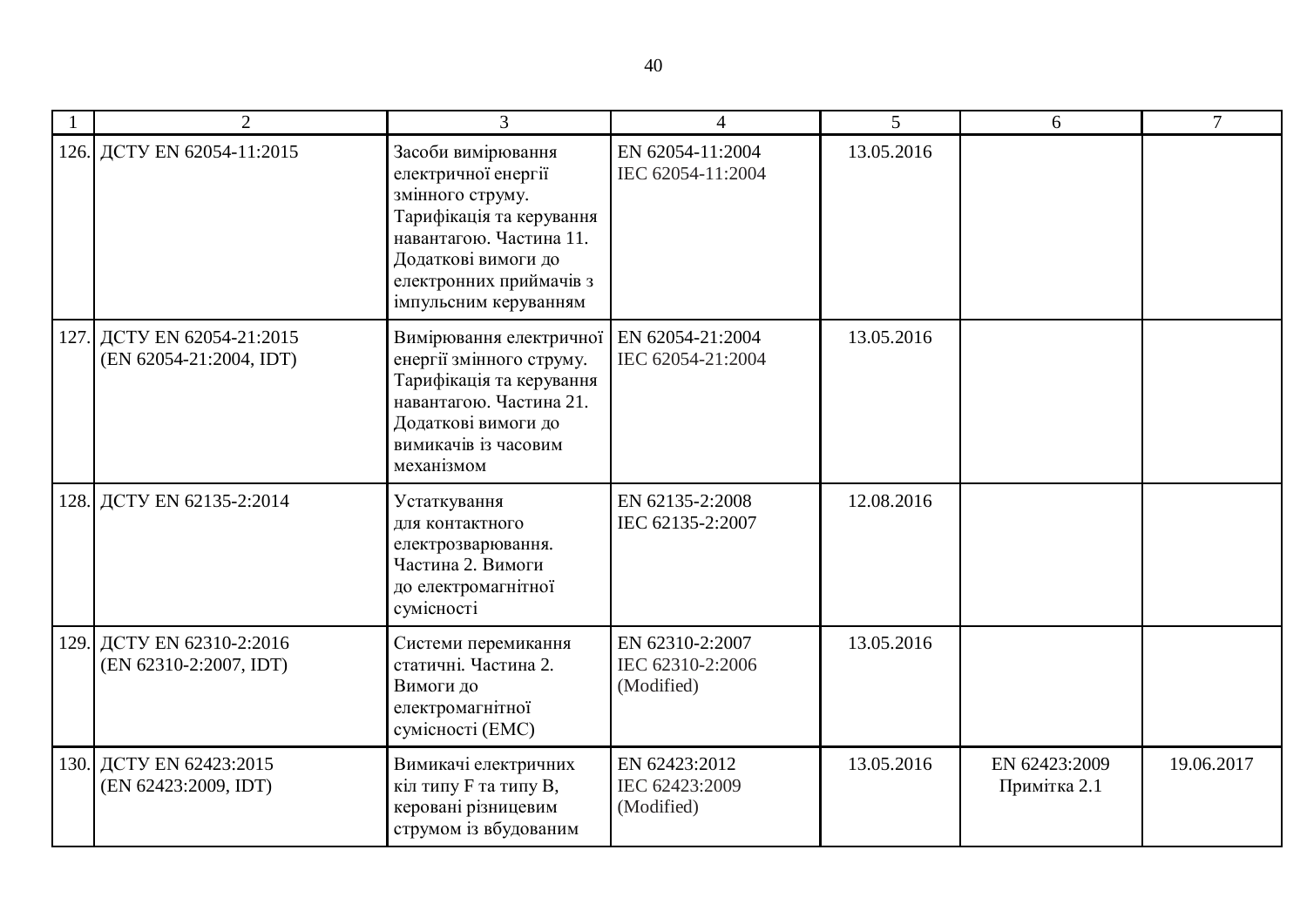| 1 | 2 | 3 | 4 | 5 | 6 | 7 |
|---|---|---|---|---|---|---|
| 126. | ДСТУ EN 62054-11:2015 | Засоби вимірювання електричної енергії змінного струму. Тарифікація та керування навантагою. Частина 11. Додаткові вимоги до електронних приймачів з імпульсним керуванням | EN 62054-11:2004<br>IEC 62054-11:2004 | 13.05.2016 | | |
| 127. | ДСТУ EN 62054-21:2015<br>(EN 62054-21:2004, IDT) | Вимірювання електричної енергії змінного струму. Тарифікація та керування навантагою. Частина 21. Додаткові вимоги до вимикачів із часовим механізмом | EN 62054-21:2004<br>IEC 62054-21:2004 | 13.05.2016 | | |
| 128. | ДСТУ EN 62135-2:2014 | Устаткування для контактного електрозварювання. Частина 2. Вимоги до електромагнітної сумісності | EN 62135-2:2008<br>IEC 62135-2:2007 | 12.08.2016 | | |
| 129. | ДСТУ EN 62310-2:2016<br>(EN 62310-2:2007, IDT) | Системи перемикання статичні. Частина 2. Вимоги до електромагнітної сумісності (ЕМС) | EN 62310-2:2007<br>IEC 62310-2:2006<br>(Modified) | 13.05.2016 | | |
| 130. | ДСТУ EN 62423:2015<br>(EN 62423:2009, IDT) | Вимикачі електричних кіл типу F та типу B, керовані різницевим струмом із вбудованим | EN 62423:2012<br>IEC 62423:2009<br>(Modified) | 13.05.2016 | EN 62423:2009<br>Примітка 2.1 | 19.06.2017 |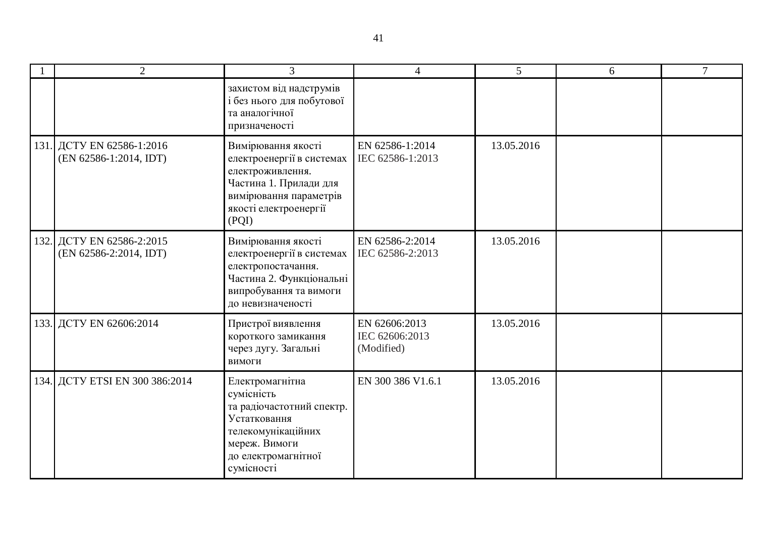| 1 | 2 | 3 | 4 | 5 | 6 | 7 |
|---|---|---|---|---|---|---|
| | | захистом від надструмів і без нього для побутової та аналогічної призначеності | | | | |
| 131. | ДСТУ EN 62586-1:2016 (EN 62586-1:2014, IDT) | Вимірювання якості електроенергії в системах електроживлення. Частина 1. Прилади для вимірювання параметрів якості електроенергії (PQI) | EN 62586-1:2014 IEC 62586-1:2013 | 13.05.2016 | | |
| 132. | ДСТУ EN 62586-2:2015 (EN 62586-2:2014, IDT) | Вимірювання якості електроенергії в системах електропостачання. Частина 2. Функціональні випробування та вимоги до невизначеності | EN 62586-2:2014 IEC 62586-2:2013 | 13.05.2016 | | |
| 133. | ДСТУ EN 62606:2014 | Пристрої виявлення короткого замикання через дугу. Загальні вимоги | EN 62606:2013 IEC 62606:2013 (Modified) | 13.05.2016 | | |
| 134. | ДСТУ ETSI EN 300 386:2014 | Електромагнітна сумісність та радіочастотний спектр. Устатковання телекомунікаційних мереж. Вимоги до електромагнітної сумісності | EN 300 386 V1.6.1 | 13.05.2016 | | |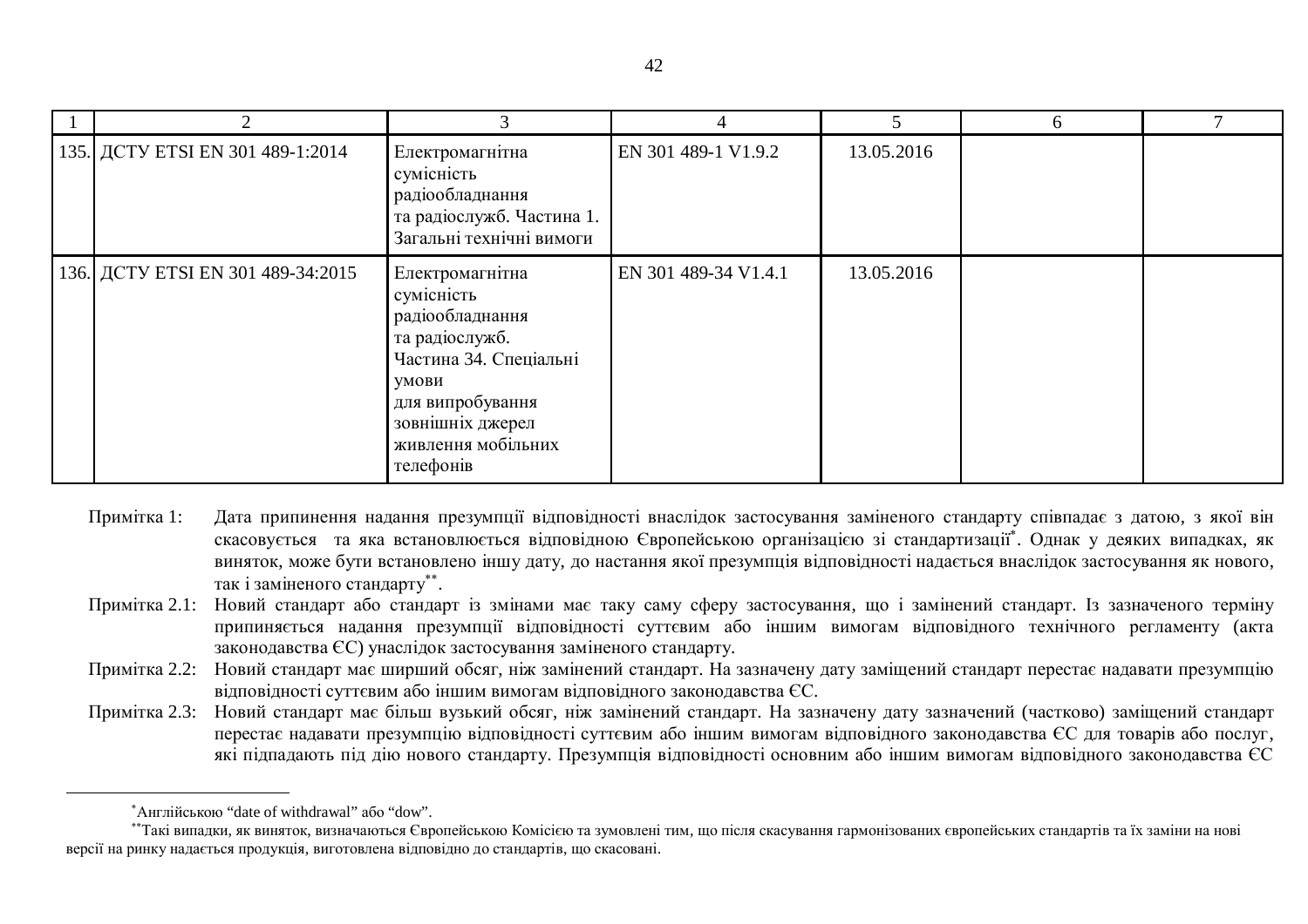| 1 | 2 | 3 | 4 | 5 | 6 | 7 |
|---|---|---|---|---|---|---|
| 135. | ДСТУ ETSI EN 301 489-1:2014 | Електромагнітна сумісність радіообладнання та радіослужб. Частина 1. Загальні технічні вимоги | EN 301 489-1 V1.9.2 | 13.05.2016 | | |
| 136. | ДСТУ ETSI EN 301 489-34:2015 | Електромагнітна сумісність радіообладнання та радіослужб. Частина 34. Спеціальні умови для випробування зовнішніх джерел живлення мобільних телефонів | EN 301 489-34 V1.4.1 | 13.05.2016 | | |

Примітка 1: Дата припинення надання презумпції відповідності внаслідок застосування заміненого стандарту співпадає з датою, з якої він скасовується та яка встановлюється відповідною Європейською організацією зі стандартизації*. Однак у деяких випадках, як виняток, може бути встановлено іншу дату, до настання якої презумпція відповідності надається внаслідок застосування як нового, так і заміненого стандарту**.

Примітка 2.1: Новий стандарт або стандарт із змінами має таку саму сферу застосування, що і замінений стандарт. Із зазначеного терміну припиняється надання презумпції відповідності суттєвим або іншим вимогам відповідного технічного регламенту (акта законодавства ЄС) унаслідок застосування заміненого стандарту.

Примітка 2.2: Новий стандарт має ширший обсяг, ніж замінений стандарт. На зазначену дату заміщений стандарт перестає надавати презумпцію відповідності суттєвим або іншим вимогам відповідного законодавства ЄС.

Примітка 2.3: Новий стандарт має більш вузький обсяг, ніж замінений стандарт. На зазначену дату зазначений (частково) заміщений стандарт перестає надавати презумпцію відповідності суттєвим або іншим вимогам відповідного законодавства ЄС для товарів або послуг, які підпадають під дію нового стандарту. Презумпція відповідності основним або іншим вимогам відповідного законодавства ЄС

---

*Англійською “date of withdrawal” або “dow”.

**Такі випадки, як виняток, визначаються Європейською Комісією та зумовлені тим, що після скасування гармонізованих європейських стандартів та їх заміни на нові версії на ринку надається продукція, виготовлена відповідно до стандартів, що скасовані.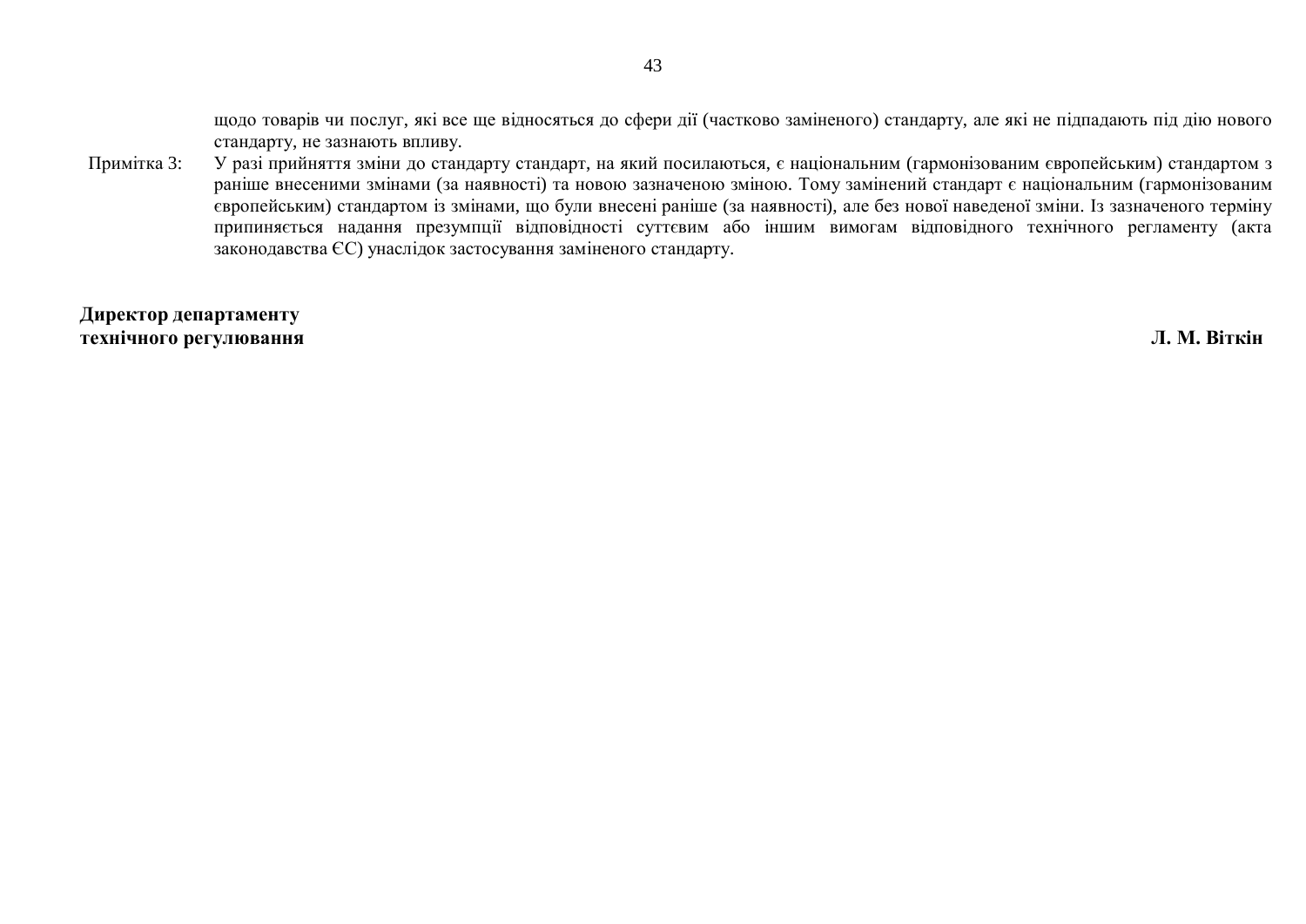щодо товарів чи послуг, які все ще відносяться до сфери дії (частково заміненого) стандарту, але які не підпадають під дію нового стандарту, не зазнають впливу.

Примітка 3: У разі прийняття зміни до стандарту стандарт, на який посилаються, є національним (гармонізованим європейським) стандартом з раніше внесеними змінами (за наявності) та новою зазначеною зміною. Тому замінений стандарт є національним (гармонізованим європейським) стандартом із змінами, що були внесені раніше (за наявності), але без нової наведеної зміни. Із зазначеного терміну припиняється надання презумпції відповідності суттєвим або іншим вимогам відповідного технічного регламенту (акта законодавства ЄС) унаслідок застосування заміненого стандарту.

**Директор департаменту**
**технічного регулювання** **Л. М. Віткін**